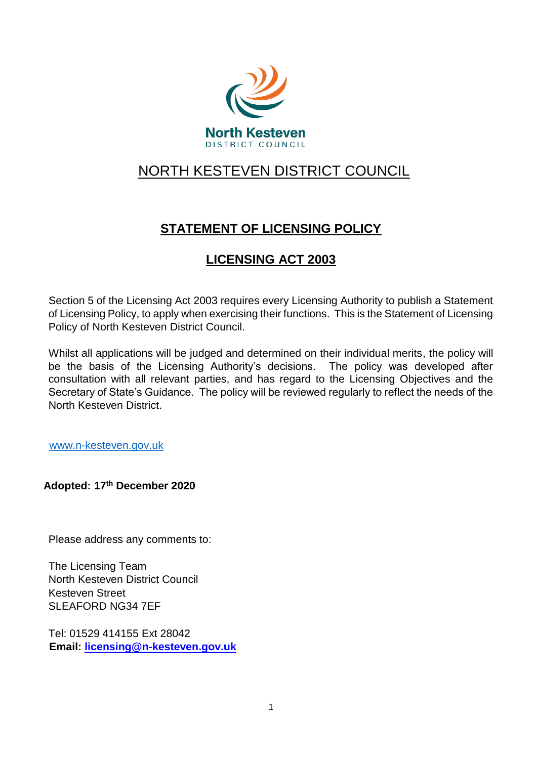North Kesteven
DISTRICT COUNCIL

# NORTH KESTEVEN DISTRICT COUNCIL

## STATEMENT OF LICENSING POLICY

## LICENSING ACT 2003

Section 5 of the Licensing Act 2003 requires every Licensing Authority to publish a Statement of Licensing Policy, to apply when exercising their functions. This is the Statement of Licensing Policy of North Kesteven District Council.

Whilst all applications will be judged and determined on their individual merits, the policy will be the basis of the Licensing Authority's decisions. The policy was developed after consultation with all relevant parties, and has regard to the Licensing Objectives and the Secretary of State's Guidance. The policy will be reviewed regularly to reflect the needs of the North Kesteven District.

www.n-kesteven.gov.uk

**Adopted: 17th December 2020**

Please address any comments to:

The Licensing Team
North Kesteven District Council
Kesteven Street
SLEAFORD NG34 7EF

Tel: 01529 414155 Ext 28042
**Email: licensing@n-kesteven.gov.uk**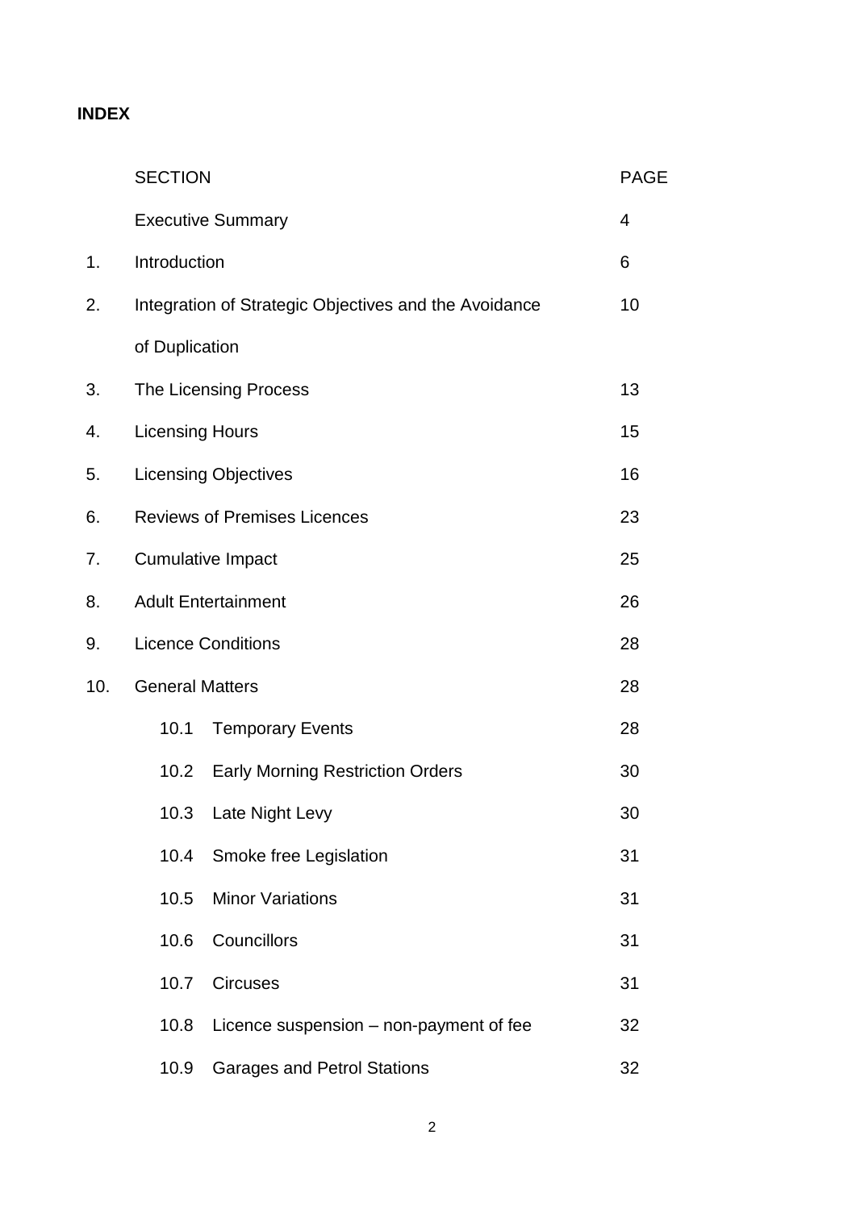**INDEX**

| | SECTION | PAGE |
|---|---|---|
| | Executive Summary | 4 |
| 1. | Introduction | 6 |
| 2. | Integration of Strategic Objectives and the Avoidance of Duplication | 10 |
| 3. | The Licensing Process | 13 |
| 4. | Licensing Hours | 15 |
| 5. | Licensing Objectives | 16 |
| 6. | Reviews of Premises Licences | 23 |
| 7. | Cumulative Impact | 25 |
| 8. | Adult Entertainment | 26 |
| 9. | Licence Conditions | 28 |
| 10. | General Matters | 28 |
| | 10.1 Temporary Events | 28 |
| | 10.2 Early Morning Restriction Orders | 30 |
| | 10.3 Late Night Levy | 30 |
| | 10.4 Smoke free Legislation | 31 |
| | 10.5 Minor Variations | 31 |
| | 10.6 Councillors | 31 |
| | 10.7 Circuses | 31 |
| | 10.8 Licence suspension – non-payment of fee | 32 |
| | 10.9 Garages and Petrol Stations | 32 |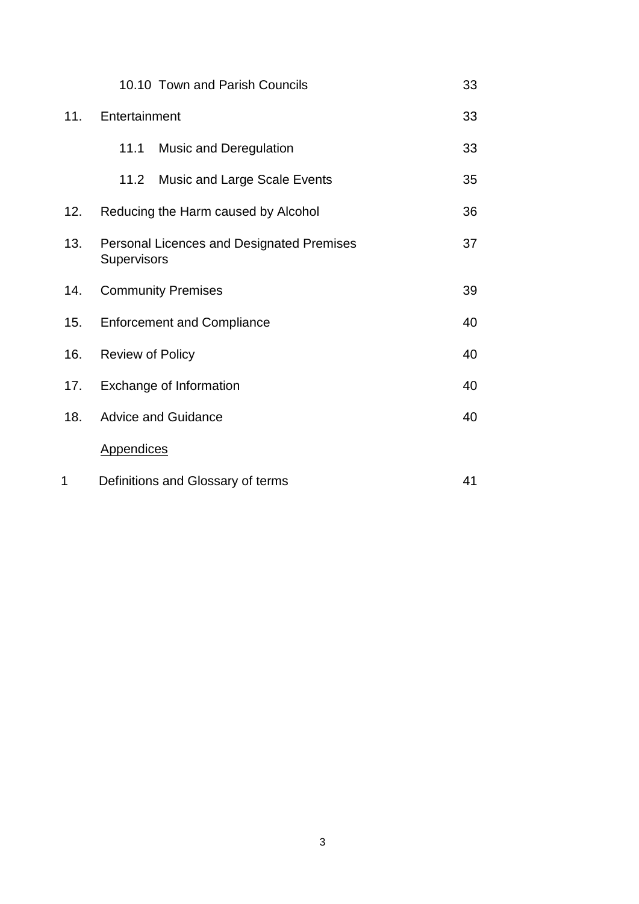| | | |
|---|---|---|
| | 10.10 Town and Parish Councils | 33 |
| 11. | Entertainment | 33 |
| | 11.1 Music and Deregulation | 33 |
| | 11.2 Music and Large Scale Events | 35 |
| 12. | Reducing the Harm caused by Alcohol | 36 |
| 13. | Personal Licences and Designated Premises Supervisors | 37 |
| 14. | Community Premises | 39 |
| 15. | Enforcement and Compliance | 40 |
| 16. | Review of Policy | 40 |
| 17. | Exchange of Information | 40 |
| 18. | Advice and Guidance | 40 |
| | <u>Appendices</u> | |
| 1 | Definitions and Glossary of terms | 41 |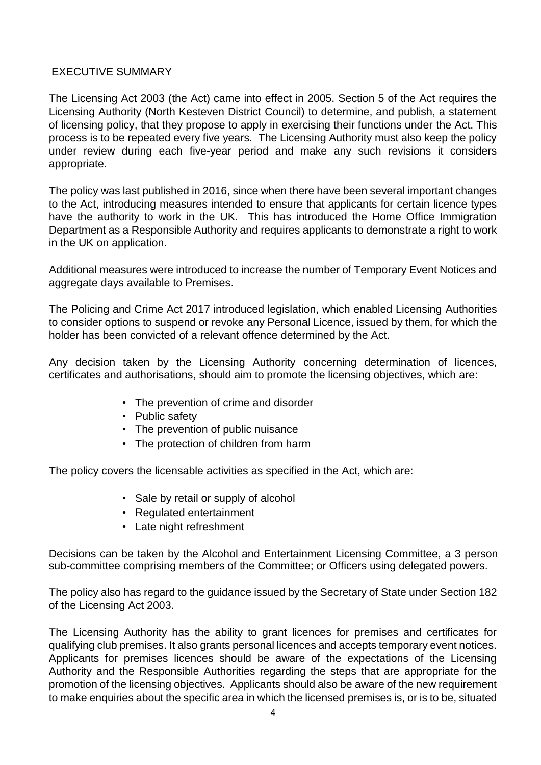## EXECUTIVE SUMMARY

The Licensing Act 2003 (the Act) came into effect in 2005. Section 5 of the Act requires the Licensing Authority (North Kesteven District Council) to determine, and publish, a statement of licensing policy, that they propose to apply in exercising their functions under the Act. This process is to be repeated every five years. The Licensing Authority must also keep the policy under review during each five-year period and make any such revisions it considers appropriate.

The policy was last published in 2016, since when there have been several important changes to the Act, introducing measures intended to ensure that applicants for certain licence types have the authority to work in the UK. This has introduced the Home Office Immigration Department as a Responsible Authority and requires applicants to demonstrate a right to work in the UK on application.

Additional measures were introduced to increase the number of Temporary Event Notices and aggregate days available to Premises.

The Policing and Crime Act 2017 introduced legislation, which enabled Licensing Authorities to consider options to suspend or revoke any Personal Licence, issued by them, for which the holder has been convicted of a relevant offence determined by the Act.

Any decision taken by the Licensing Authority concerning determination of licences, certificates and authorisations, should aim to promote the licensing objectives, which are:

- The prevention of crime and disorder
- Public safety
- The prevention of public nuisance
- The protection of children from harm

The policy covers the licensable activities as specified in the Act, which are:

- Sale by retail or supply of alcohol
- Regulated entertainment
- Late night refreshment

Decisions can be taken by the Alcohol and Entertainment Licensing Committee, a 3 person sub-committee comprising members of the Committee; or Officers using delegated powers.

The policy also has regard to the guidance issued by the Secretary of State under Section 182 of the Licensing Act 2003.

The Licensing Authority has the ability to grant licences for premises and certificates for qualifying club premises. It also grants personal licences and accepts temporary event notices. Applicants for premises licences should be aware of the expectations of the Licensing Authority and the Responsible Authorities regarding the steps that are appropriate for the promotion of the licensing objectives. Applicants should also be aware of the new requirement to make enquiries about the specific area in which the licensed premises is, or is to be, situated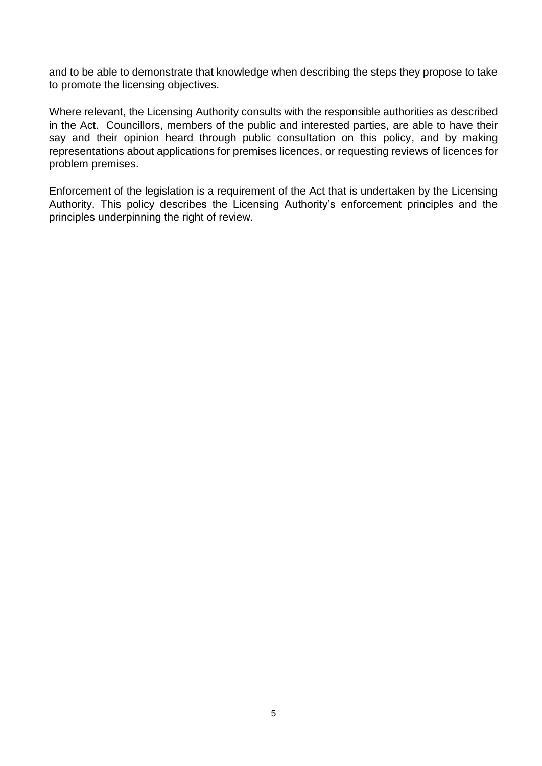and to be able to demonstrate that knowledge when describing the steps they propose to take to promote the licensing objectives.

Where relevant, the Licensing Authority consults with the responsible authorities as described in the Act. Councillors, members of the public and interested parties, are able to have their say and their opinion heard through public consultation on this policy, and by making representations about applications for premises licences, or requesting reviews of licences for problem premises.

Enforcement of the legislation is a requirement of the Act that is undertaken by the Licensing Authority. This policy describes the Licensing Authority's enforcement principles and the principles underpinning the right of review.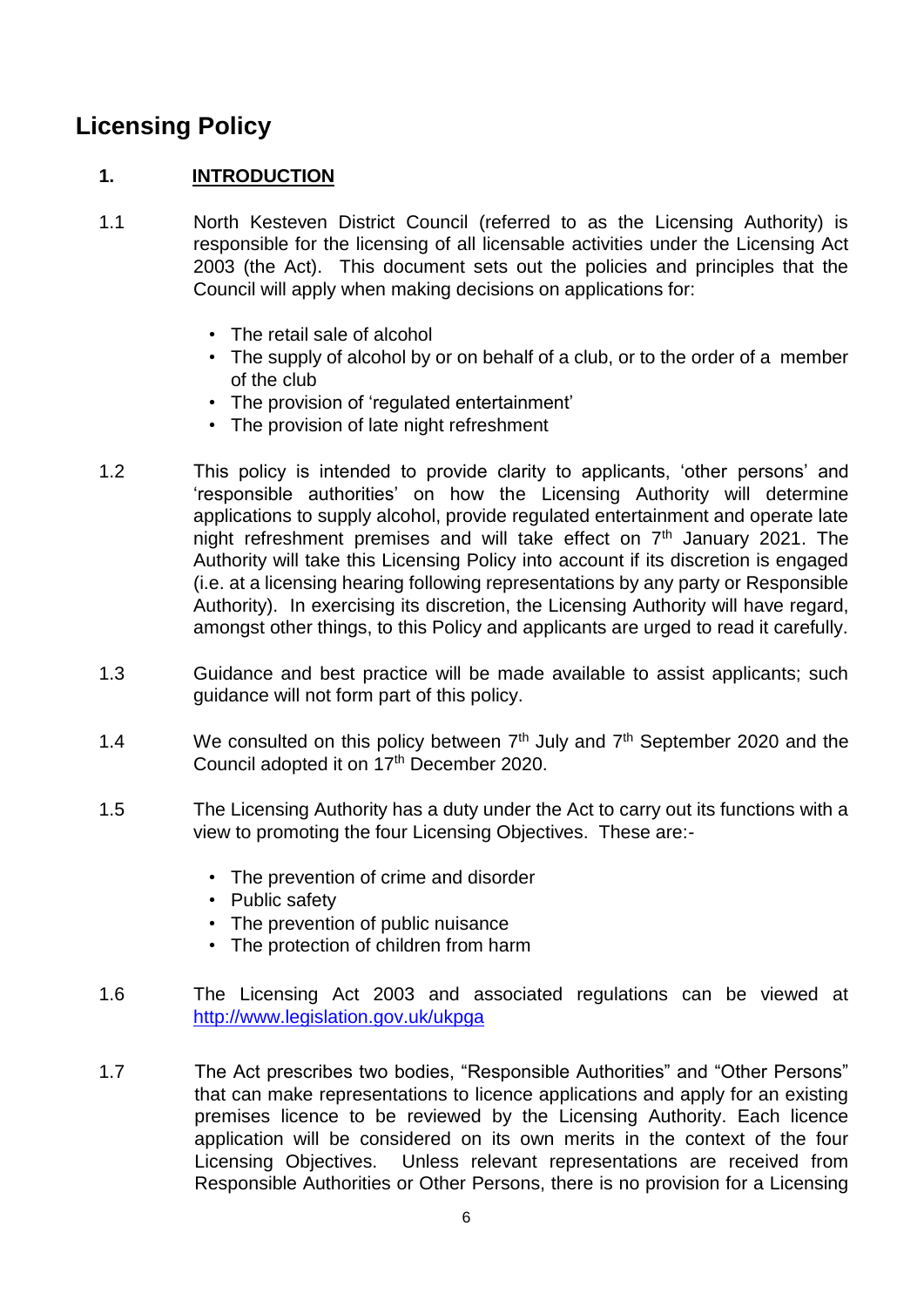# Licensing Policy

## 1. INTRODUCTION

1.1 North Kesteven District Council (referred to as the Licensing Authority) is responsible for the licensing of all licensable activities under the Licensing Act 2003 (the Act). This document sets out the policies and principles that the Council will apply when making decisions on applications for:

- The retail sale of alcohol
- The supply of alcohol by or on behalf of a club, or to the order of a member of the club
- The provision of 'regulated entertainment'
- The provision of late night refreshment

1.2 This policy is intended to provide clarity to applicants, 'other persons' and 'responsible authorities' on how the Licensing Authority will determine applications to supply alcohol, provide regulated entertainment and operate late night refreshment premises and will take effect on 7th January 2021. The Authority will take this Licensing Policy into account if its discretion is engaged (i.e. at a licensing hearing following representations by any party or Responsible Authority). In exercising its discretion, the Licensing Authority will have regard, amongst other things, to this Policy and applicants are urged to read it carefully.

1.3 Guidance and best practice will be made available to assist applicants; such guidance will not form part of this policy.

1.4 We consulted on this policy between 7th July and 7th September 2020 and the Council adopted it on 17th December 2020.

1.5 The Licensing Authority has a duty under the Act to carry out its functions with a view to promoting the four Licensing Objectives. These are:-

- The prevention of crime and disorder
- Public safety
- The prevention of public nuisance
- The protection of children from harm

1.6 The Licensing Act 2003 and associated regulations can be viewed at http://www.legislation.gov.uk/ukpga

1.7 The Act prescribes two bodies, "Responsible Authorities" and "Other Persons" that can make representations to licence applications and apply for an existing premises licence to be reviewed by the Licensing Authority. Each licence application will be considered on its own merits in the context of the four Licensing Objectives. Unless relevant representations are received from Responsible Authorities or Other Persons, there is no provision for a Licensing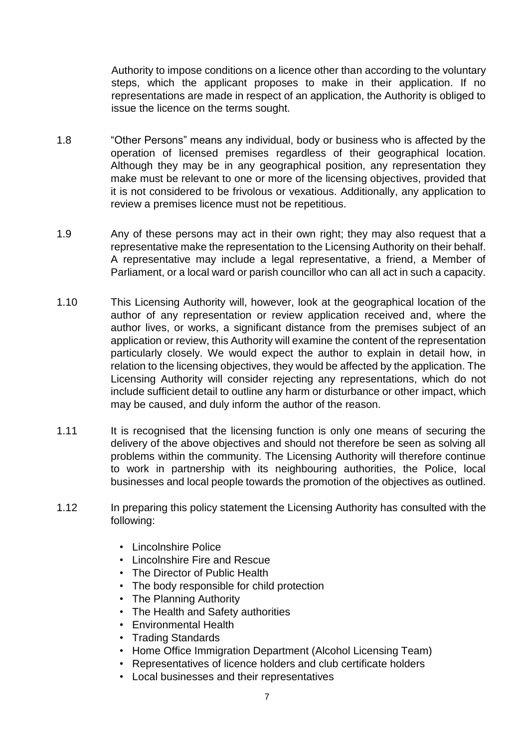Authority to impose conditions on a licence other than according to the voluntary steps, which the applicant proposes to make in their application. If no representations are made in respect of an application, the Authority is obliged to issue the licence on the terms sought.

1.8 "Other Persons" means any individual, body or business who is affected by the operation of licensed premises regardless of their geographical location. Although they may be in any geographical position, any representation they make must be relevant to one or more of the licensing objectives, provided that it is not considered to be frivolous or vexatious. Additionally, any application to review a premises licence must not be repetitious.

1.9 Any of these persons may act in their own right; they may also request that a representative make the representation to the Licensing Authority on their behalf. A representative may include a legal representative, a friend, a Member of Parliament, or a local ward or parish councillor who can all act in such a capacity.

1.10 This Licensing Authority will, however, look at the geographical location of the author of any representation or review application received and, where the author lives, or works, a significant distance from the premises subject of an application or review, this Authority will examine the content of the representation particularly closely. We would expect the author to explain in detail how, in relation to the licensing objectives, they would be affected by the application. The Licensing Authority will consider rejecting any representations, which do not include sufficient detail to outline any harm or disturbance or other impact, which may be caused, and duly inform the author of the reason.

1.11 It is recognised that the licensing function is only one means of securing the delivery of the above objectives and should not therefore be seen as solving all problems within the community. The Licensing Authority will therefore continue to work in partnership with its neighbouring authorities, the Police, local businesses and local people towards the promotion of the objectives as outlined.

1.12 In preparing this policy statement the Licensing Authority has consulted with the following:

- Lincolnshire Police
- Lincolnshire Fire and Rescue
- The Director of Public Health
- The body responsible for child protection
- The Planning Authority
- The Health and Safety authorities
- Environmental Health
- Trading Standards
- Home Office Immigration Department (Alcohol Licensing Team)
- Representatives of licence holders and club certificate holders
- Local businesses and their representatives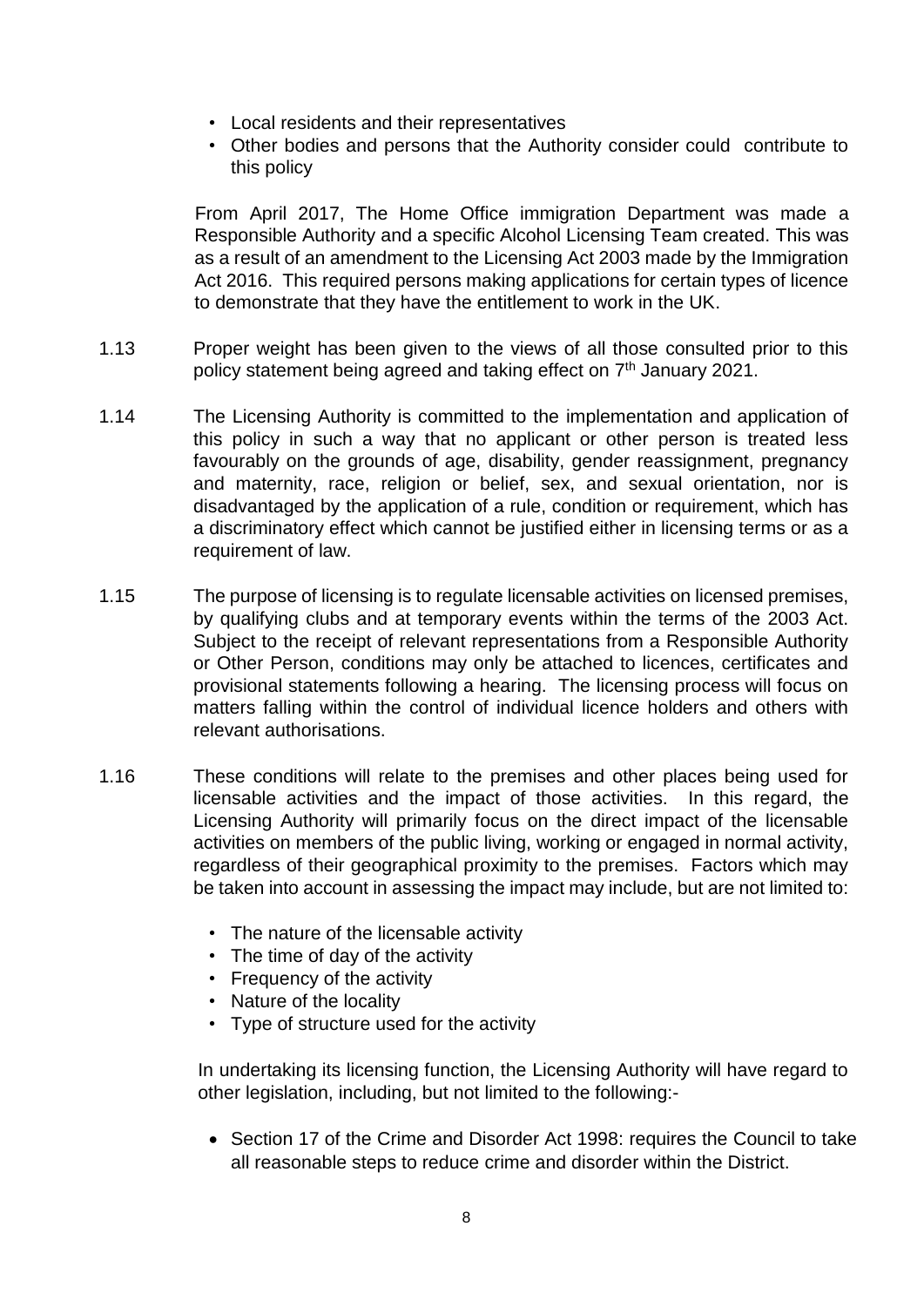- Local residents and their representatives
- Other bodies and persons that the Authority consider could contribute to this policy

From April 2017, The Home Office immigration Department was made a Responsible Authority and a specific Alcohol Licensing Team created. This was as a result of an amendment to the Licensing Act 2003 made by the Immigration Act 2016. This required persons making applications for certain types of licence to demonstrate that they have the entitlement to work in the UK.

1.13 Proper weight has been given to the views of all those consulted prior to this policy statement being agreed and taking effect on 7th January 2021.

1.14 The Licensing Authority is committed to the implementation and application of this policy in such a way that no applicant or other person is treated less favourably on the grounds of age, disability, gender reassignment, pregnancy and maternity, race, religion or belief, sex, and sexual orientation, nor is disadvantaged by the application of a rule, condition or requirement, which has a discriminatory effect which cannot be justified either in licensing terms or as a requirement of law.

1.15 The purpose of licensing is to regulate licensable activities on licensed premises, by qualifying clubs and at temporary events within the terms of the 2003 Act. Subject to the receipt of relevant representations from a Responsible Authority or Other Person, conditions may only be attached to licences, certificates and provisional statements following a hearing. The licensing process will focus on matters falling within the control of individual licence holders and others with relevant authorisations.

1.16 These conditions will relate to the premises and other places being used for licensable activities and the impact of those activities. In this regard, the Licensing Authority will primarily focus on the direct impact of the licensable activities on members of the public living, working or engaged in normal activity, regardless of their geographical proximity to the premises. Factors which may be taken into account in assessing the impact may include, but are not limited to:

- The nature of the licensable activity
- The time of day of the activity
- Frequency of the activity
- Nature of the locality
- Type of structure used for the activity

In undertaking its licensing function, the Licensing Authority will have regard to other legislation, including, but not limited to the following:-

- Section 17 of the Crime and Disorder Act 1998: requires the Council to take all reasonable steps to reduce crime and disorder within the District.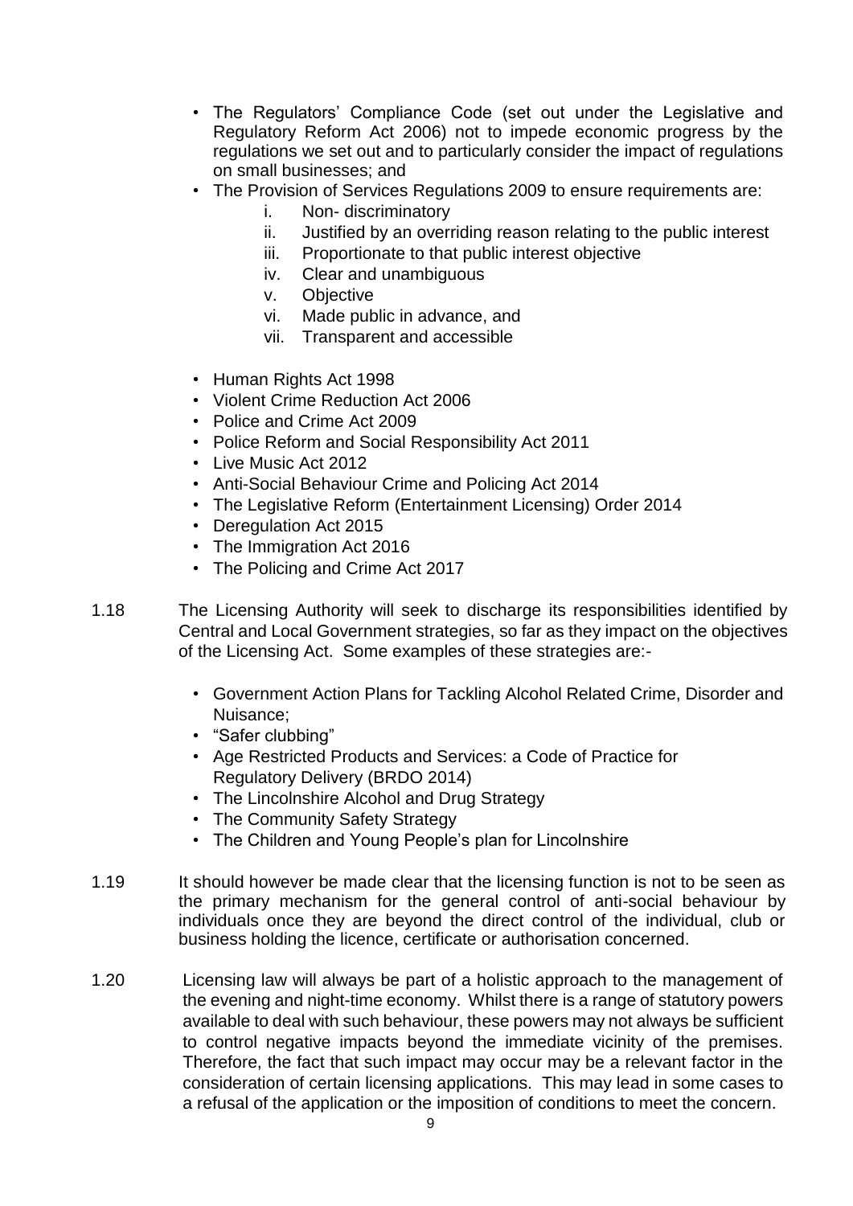- The Regulators' Compliance Code (set out under the Legislative and Regulatory Reform Act 2006) not to impede economic progress by the regulations we set out and to particularly consider the impact of regulations on small businesses; and
- The Provision of Services Regulations 2009 to ensure requirements are:
  - i. Non- discriminatory
  - ii. Justified by an overriding reason relating to the public interest
  - iii. Proportionate to that public interest objective
  - iv. Clear and unambiguous
  - v. Objective
  - vi. Made public in advance, and
  - vii. Transparent and accessible
- Human Rights Act 1998
- Violent Crime Reduction Act 2006
- Police and Crime Act 2009
- Police Reform and Social Responsibility Act 2011
- Live Music Act 2012
- Anti-Social Behaviour Crime and Policing Act 2014
- The Legislative Reform (Entertainment Licensing) Order 2014
- Deregulation Act 2015
- The Immigration Act 2016
- The Policing and Crime Act 2017

1.18 The Licensing Authority will seek to discharge its responsibilities identified by Central and Local Government strategies, so far as they impact on the objectives of the Licensing Act. Some examples of these strategies are:-

- Government Action Plans for Tackling Alcohol Related Crime, Disorder and Nuisance;
- "Safer clubbing"
- Age Restricted Products and Services: a Code of Practice for Regulatory Delivery (BRDO 2014)
- The Lincolnshire Alcohol and Drug Strategy
- The Community Safety Strategy
- The Children and Young People's plan for Lincolnshire

1.19 It should however be made clear that the licensing function is not to be seen as the primary mechanism for the general control of anti-social behaviour by individuals once they are beyond the direct control of the individual, club or business holding the licence, certificate or authorisation concerned.

1.20 Licensing law will always be part of a holistic approach to the management of the evening and night-time economy. Whilst there is a range of statutory powers available to deal with such behaviour, these powers may not always be sufficient to control negative impacts beyond the immediate vicinity of the premises. Therefore, the fact that such impact may occur may be a relevant factor in the consideration of certain licensing applications. This may lead in some cases to a refusal of the application or the imposition of conditions to meet the concern.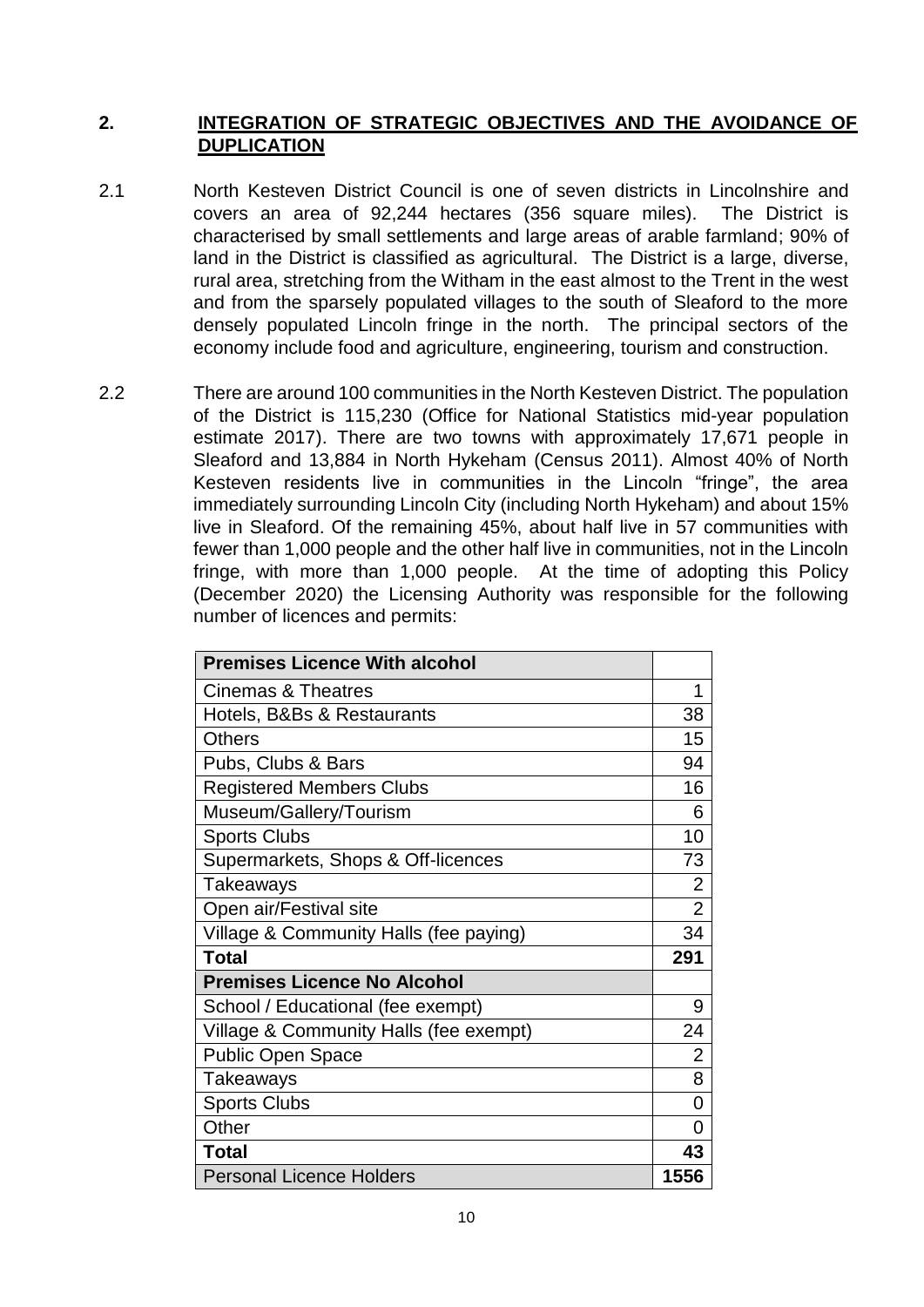## 2. INTEGRATION OF STRATEGIC OBJECTIVES AND THE AVOIDANCE OF DUPLICATION

2.1 North Kesteven District Council is one of seven districts in Lincolnshire and covers an area of 92,244 hectares (356 square miles). The District is characterised by small settlements and large areas of arable farmland; 90% of land in the District is classified as agricultural. The District is a large, diverse, rural area, stretching from the Witham in the east almost to the Trent in the west and from the sparsely populated villages to the south of Sleaford to the more densely populated Lincoln fringe in the north. The principal sectors of the economy include food and agriculture, engineering, tourism and construction.

2.2 There are around 100 communities in the North Kesteven District. The population of the District is 115,230 (Office for National Statistics mid-year population estimate 2017). There are two towns with approximately 17,671 people in Sleaford and 13,884 in North Hykeham (Census 2011). Almost 40% of North Kesteven residents live in communities in the Lincoln "fringe", the area immediately surrounding Lincoln City (including North Hykeham) and about 15% live in Sleaford. Of the remaining 45%, about half live in 57 communities with fewer than 1,000 people and the other half live in communities, not in the Lincoln fringe, with more than 1,000 people. At the time of adopting this Policy (December 2020) the Licensing Authority was responsible for the following number of licences and permits:

| **Premises Licence With alcohol** | |
|---|---|
| Cinemas & Theatres | 1 |
| Hotels, B&Bs & Restaurants | 38 |
| Others | 15 |
| Pubs, Clubs & Bars | 94 |
| Registered Members Clubs | 16 |
| Museum/Gallery/Tourism | 6 |
| Sports Clubs | 10 |
| Supermarkets, Shops & Off-licences | 73 |
| Takeaways | 2 |
| Open air/Festival site | 2 |
| Village & Community Halls (fee paying) | 34 |
| **Total** | **291** |
| **Premises Licence No Alcohol** | |
| School / Educational (fee exempt) | 9 |
| Village & Community Halls (fee exempt) | 24 |
| Public Open Space | 2 |
| Takeaways | 8 |
| Sports Clubs | 0 |
| Other | 0 |
| **Total** | **43** |
| Personal Licence Holders | **1556** |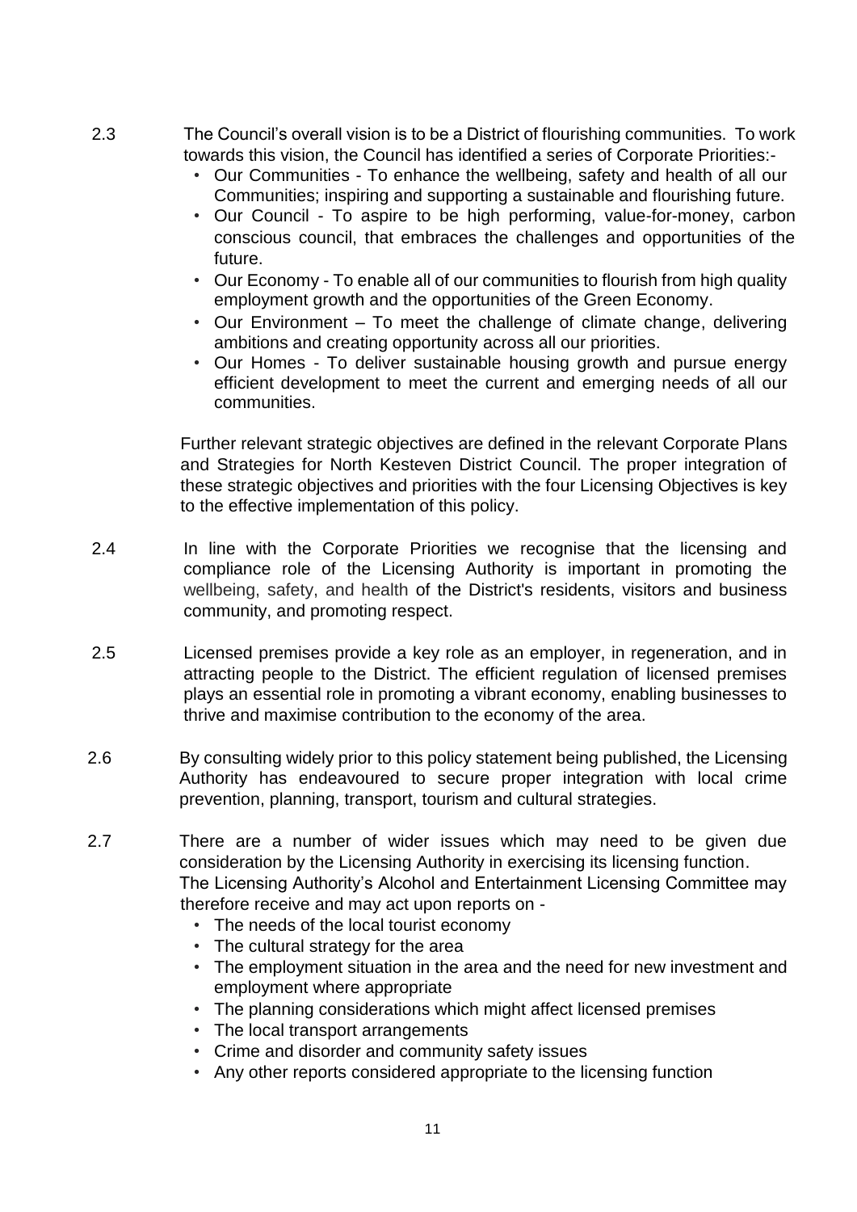2.3 The Council's overall vision is to be a District of flourishing communities. To work towards this vision, the Council has identified a series of Corporate Priorities:-

- Our Communities - To enhance the wellbeing, safety and health of all our Communities; inspiring and supporting a sustainable and flourishing future.
- Our Council - To aspire to be high performing, value-for-money, carbon conscious council, that embraces the challenges and opportunities of the future.
- Our Economy - To enable all of our communities to flourish from high quality employment growth and the opportunities of the Green Economy.
- Our Environment – To meet the challenge of climate change, delivering ambitions and creating opportunity across all our priorities.
- Our Homes - To deliver sustainable housing growth and pursue energy efficient development to meet the current and emerging needs of all our communities.

Further relevant strategic objectives are defined in the relevant Corporate Plans and Strategies for North Kesteven District Council. The proper integration of these strategic objectives and priorities with the four Licensing Objectives is key to the effective implementation of this policy.

2.4 In line with the Corporate Priorities we recognise that the licensing and compliance role of the Licensing Authority is important in promoting the wellbeing, safety, and health of the District's residents, visitors and business community, and promoting respect.

2.5 Licensed premises provide a key role as an employer, in regeneration, and in attracting people to the District. The efficient regulation of licensed premises plays an essential role in promoting a vibrant economy, enabling businesses to thrive and maximise contribution to the economy of the area.

2.6 By consulting widely prior to this policy statement being published, the Licensing Authority has endeavoured to secure proper integration with local crime prevention, planning, transport, tourism and cultural strategies.

2.7 There are a number of wider issues which may need to be given due consideration by the Licensing Authority in exercising its licensing function. The Licensing Authority's Alcohol and Entertainment Licensing Committee may therefore receive and may act upon reports on -

- The needs of the local tourist economy
- The cultural strategy for the area
- The employment situation in the area and the need for new investment and employment where appropriate
- The planning considerations which might affect licensed premises
- The local transport arrangements
- Crime and disorder and community safety issues
- Any other reports considered appropriate to the licensing function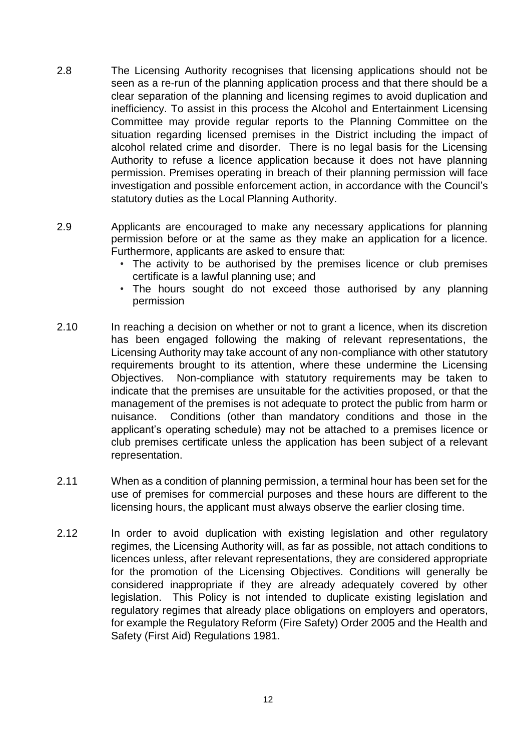2.8 The Licensing Authority recognises that licensing applications should not be seen as a re-run of the planning application process and that there should be a clear separation of the planning and licensing regimes to avoid duplication and inefficiency. To assist in this process the Alcohol and Entertainment Licensing Committee may provide regular reports to the Planning Committee on the situation regarding licensed premises in the District including the impact of alcohol related crime and disorder. There is no legal basis for the Licensing Authority to refuse a licence application because it does not have planning permission. Premises operating in breach of their planning permission will face investigation and possible enforcement action, in accordance with the Council's statutory duties as the Local Planning Authority.

2.9 Applicants are encouraged to make any necessary applications for planning permission before or at the same as they make an application for a licence. Furthermore, applicants are asked to ensure that:

- The activity to be authorised by the premises licence or club premises certificate is a lawful planning use; and
- The hours sought do not exceed those authorised by any planning permission

2.10 In reaching a decision on whether or not to grant a licence, when its discretion has been engaged following the making of relevant representations, the Licensing Authority may take account of any non-compliance with other statutory requirements brought to its attention, where these undermine the Licensing Objectives. Non-compliance with statutory requirements may be taken to indicate that the premises are unsuitable for the activities proposed, or that the management of the premises is not adequate to protect the public from harm or nuisance. Conditions (other than mandatory conditions and those in the applicant's operating schedule) may not be attached to a premises licence or club premises certificate unless the application has been subject of a relevant representation.

2.11 When as a condition of planning permission, a terminal hour has been set for the use of premises for commercial purposes and these hours are different to the licensing hours, the applicant must always observe the earlier closing time.

2.12 In order to avoid duplication with existing legislation and other regulatory regimes, the Licensing Authority will, as far as possible, not attach conditions to licences unless, after relevant representations, they are considered appropriate for the promotion of the Licensing Objectives. Conditions will generally be considered inappropriate if they are already adequately covered by other legislation. This Policy is not intended to duplicate existing legislation and regulatory regimes that already place obligations on employers and operators, for example the Regulatory Reform (Fire Safety) Order 2005 and the Health and Safety (First Aid) Regulations 1981.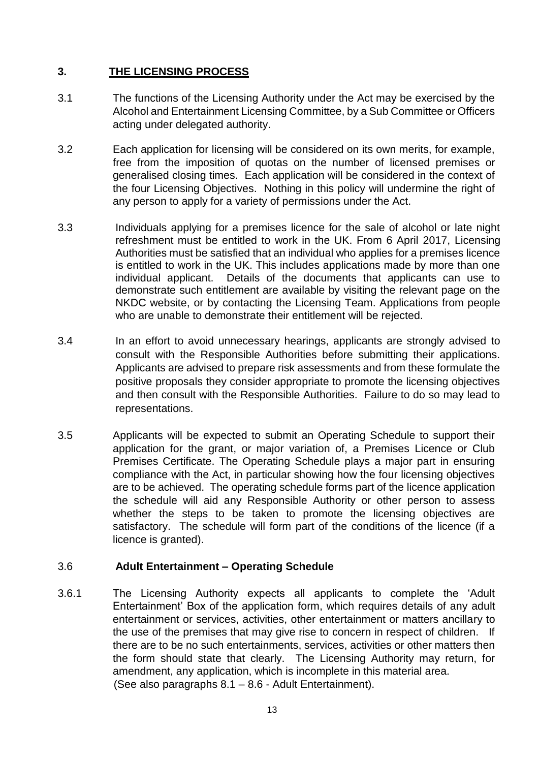## 3. THE LICENSING PROCESS

3.1 The functions of the Licensing Authority under the Act may be exercised by the Alcohol and Entertainment Licensing Committee, by a Sub Committee or Officers acting under delegated authority.

3.2 Each application for licensing will be considered on its own merits, for example, free from the imposition of quotas on the number of licensed premises or generalised closing times. Each application will be considered in the context of the four Licensing Objectives. Nothing in this policy will undermine the right of any person to apply for a variety of permissions under the Act.

3.3 Individuals applying for a premises licence for the sale of alcohol or late night refreshment must be entitled to work in the UK. From 6 April 2017, Licensing Authorities must be satisfied that an individual who applies for a premises licence is entitled to work in the UK. This includes applications made by more than one individual applicant. Details of the documents that applicants can use to demonstrate such entitlement are available by visiting the relevant page on the NKDC website, or by contacting the Licensing Team. Applications from people who are unable to demonstrate their entitlement will be rejected.

3.4 In an effort to avoid unnecessary hearings, applicants are strongly advised to consult with the Responsible Authorities before submitting their applications. Applicants are advised to prepare risk assessments and from these formulate the positive proposals they consider appropriate to promote the licensing objectives and then consult with the Responsible Authorities. Failure to do so may lead to representations.

3.5 Applicants will be expected to submit an Operating Schedule to support their application for the grant, or major variation of, a Premises Licence or Club Premises Certificate. The Operating Schedule plays a major part in ensuring compliance with the Act, in particular showing how the four licensing objectives are to be achieved. The operating schedule forms part of the licence application the schedule will aid any Responsible Authority or other person to assess whether the steps to be taken to promote the licensing objectives are satisfactory. The schedule will form part of the conditions of the licence (if a licence is granted).

### 3.6 Adult Entertainment – Operating Schedule

3.6.1 The Licensing Authority expects all applicants to complete the 'Adult Entertainment' Box of the application form, which requires details of any adult entertainment or services, activities, other entertainment or matters ancillary to the use of the premises that may give rise to concern in respect of children. If there are to be no such entertainments, services, activities or other matters then the form should state that clearly. The Licensing Authority may return, for amendment, any application, which is incomplete in this material area. (See also paragraphs 8.1 – 8.6 - Adult Entertainment).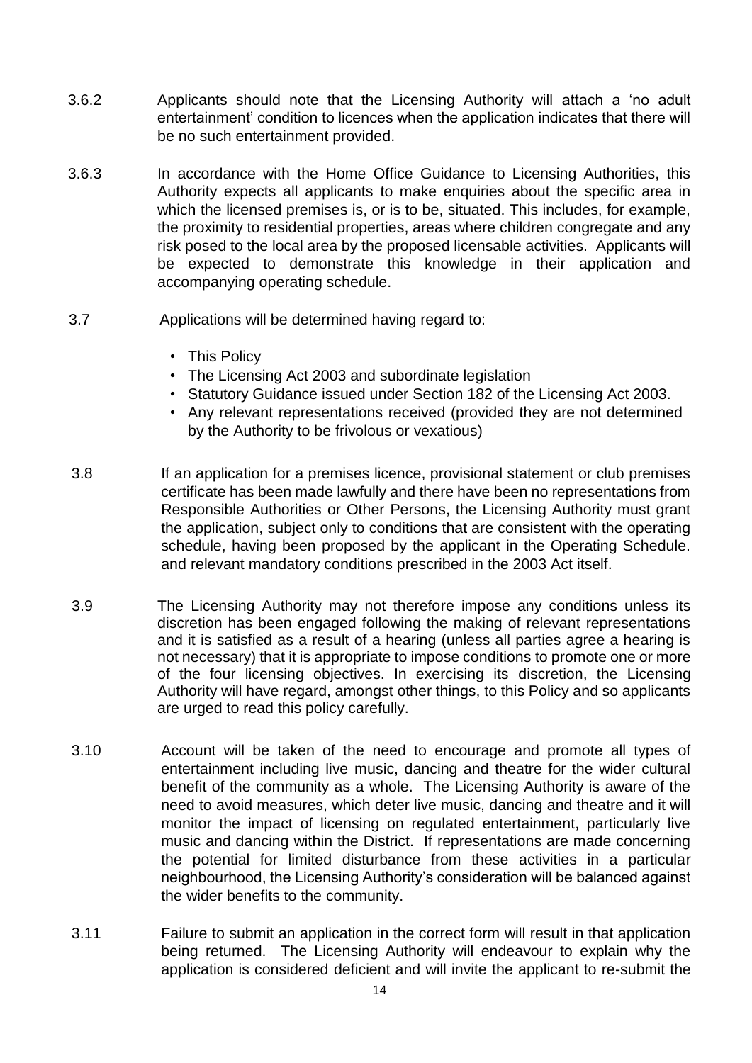3.6.2 Applicants should note that the Licensing Authority will attach a 'no adult entertainment' condition to licences when the application indicates that there will be no such entertainment provided.

3.6.3 In accordance with the Home Office Guidance to Licensing Authorities, this Authority expects all applicants to make enquiries about the specific area in which the licensed premises is, or is to be, situated. This includes, for example, the proximity to residential properties, areas where children congregate and any risk posed to the local area by the proposed licensable activities. Applicants will be expected to demonstrate this knowledge in their application and accompanying operating schedule.

3.7 Applications will be determined having regard to:

- This Policy
- The Licensing Act 2003 and subordinate legislation
- Statutory Guidance issued under Section 182 of the Licensing Act 2003.
- Any relevant representations received (provided they are not determined by the Authority to be frivolous or vexatious)

3.8 If an application for a premises licence, provisional statement or club premises certificate has been made lawfully and there have been no representations from Responsible Authorities or Other Persons, the Licensing Authority must grant the application, subject only to conditions that are consistent with the operating schedule, having been proposed by the applicant in the Operating Schedule. and relevant mandatory conditions prescribed in the 2003 Act itself.

3.9 The Licensing Authority may not therefore impose any conditions unless its discretion has been engaged following the making of relevant representations and it is satisfied as a result of a hearing (unless all parties agree a hearing is not necessary) that it is appropriate to impose conditions to promote one or more of the four licensing objectives. In exercising its discretion, the Licensing Authority will have regard, amongst other things, to this Policy and so applicants are urged to read this policy carefully.

3.10 Account will be taken of the need to encourage and promote all types of entertainment including live music, dancing and theatre for the wider cultural benefit of the community as a whole. The Licensing Authority is aware of the need to avoid measures, which deter live music, dancing and theatre and it will monitor the impact of licensing on regulated entertainment, particularly live music and dancing within the District. If representations are made concerning the potential for limited disturbance from these activities in a particular neighbourhood, the Licensing Authority's consideration will be balanced against the wider benefits to the community.

3.11 Failure to submit an application in the correct form will result in that application being returned. The Licensing Authority will endeavour to explain why the application is considered deficient and will invite the applicant to re-submit the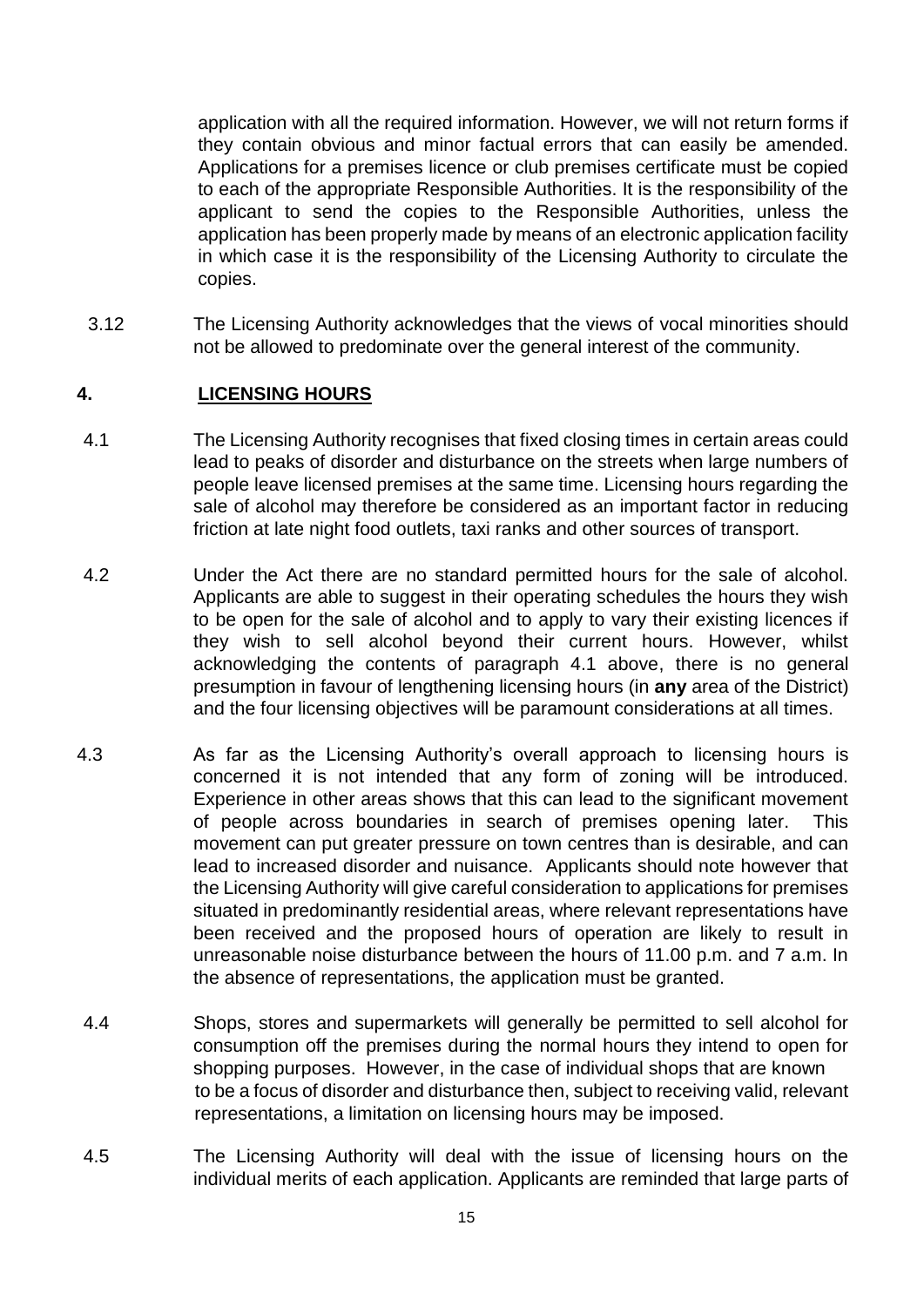application with all the required information. However, we will not return forms if they contain obvious and minor factual errors that can easily be amended. Applications for a premises licence or club premises certificate must be copied to each of the appropriate Responsible Authorities. It is the responsibility of the applicant to send the copies to the Responsible Authorities, unless the application has been properly made by means of an electronic application facility in which case it is the responsibility of the Licensing Authority to circulate the copies.

3.12 The Licensing Authority acknowledges that the views of vocal minorities should not be allowed to predominate over the general interest of the community.

## 4. LICENSING HOURS

4.1 The Licensing Authority recognises that fixed closing times in certain areas could lead to peaks of disorder and disturbance on the streets when large numbers of people leave licensed premises at the same time. Licensing hours regarding the sale of alcohol may therefore be considered as an important factor in reducing friction at late night food outlets, taxi ranks and other sources of transport.

4.2 Under the Act there are no standard permitted hours for the sale of alcohol. Applicants are able to suggest in their operating schedules the hours they wish to be open for the sale of alcohol and to apply to vary their existing licences if they wish to sell alcohol beyond their current hours. However, whilst acknowledging the contents of paragraph 4.1 above, there is no general presumption in favour of lengthening licensing hours (in **any** area of the District) and the four licensing objectives will be paramount considerations at all times.

4.3 As far as the Licensing Authority's overall approach to licensing hours is concerned it is not intended that any form of zoning will be introduced. Experience in other areas shows that this can lead to the significant movement of people across boundaries in search of premises opening later. This movement can put greater pressure on town centres than is desirable, and can lead to increased disorder and nuisance. Applicants should note however that the Licensing Authority will give careful consideration to applications for premises situated in predominantly residential areas, where relevant representations have been received and the proposed hours of operation are likely to result in unreasonable noise disturbance between the hours of 11.00 p.m. and 7 a.m. In the absence of representations, the application must be granted.

4.4 Shops, stores and supermarkets will generally be permitted to sell alcohol for consumption off the premises during the normal hours they intend to open for shopping purposes. However, in the case of individual shops that are known to be a focus of disorder and disturbance then, subject to receiving valid, relevant representations, a limitation on licensing hours may be imposed.

4.5 The Licensing Authority will deal with the issue of licensing hours on the individual merits of each application. Applicants are reminded that large parts of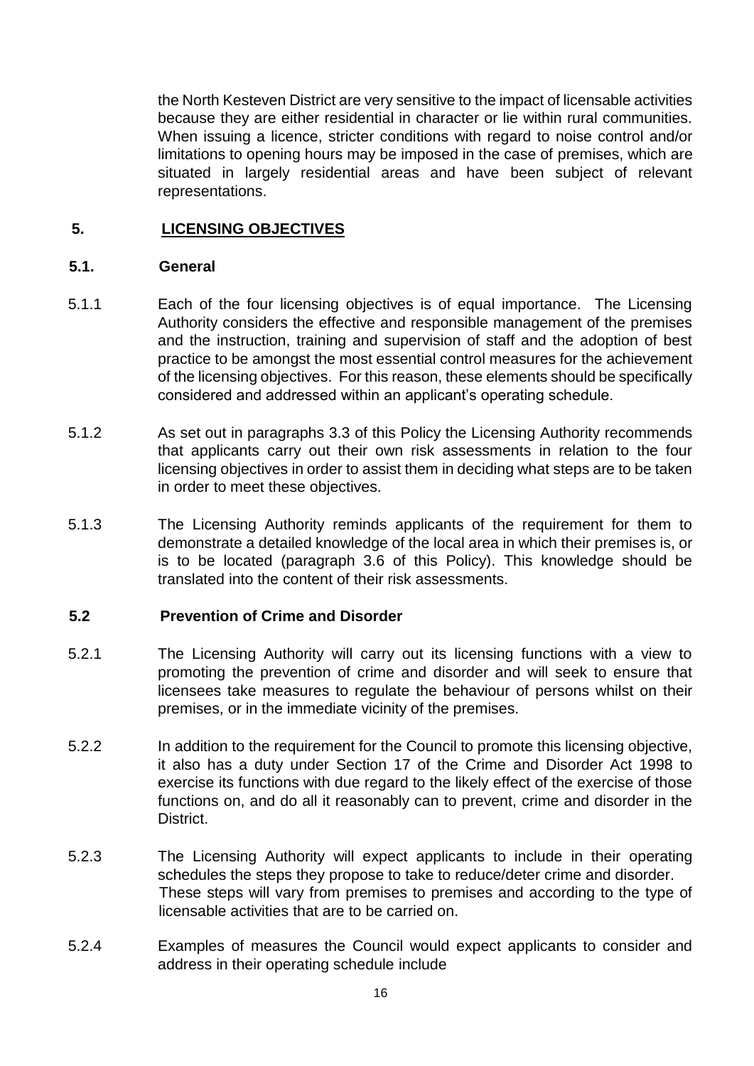the North Kesteven District are very sensitive to the impact of licensable activities because they are either residential in character or lie within rural communities. When issuing a licence, stricter conditions with regard to noise control and/or limitations to opening hours may be imposed in the case of premises, which are situated in largely residential areas and have been subject of relevant representations.

## 5. LICENSING OBJECTIVES

### 5.1. General

5.1.1 Each of the four licensing objectives is of equal importance. The Licensing Authority considers the effective and responsible management of the premises and the instruction, training and supervision of staff and the adoption of best practice to be amongst the most essential control measures for the achievement of the licensing objectives. For this reason, these elements should be specifically considered and addressed within an applicant's operating schedule.

5.1.2 As set out in paragraphs 3.3 of this Policy the Licensing Authority recommends that applicants carry out their own risk assessments in relation to the four licensing objectives in order to assist them in deciding what steps are to be taken in order to meet these objectives.

5.1.3 The Licensing Authority reminds applicants of the requirement for them to demonstrate a detailed knowledge of the local area in which their premises is, or is to be located (paragraph 3.6 of this Policy). This knowledge should be translated into the content of their risk assessments.

### 5.2 Prevention of Crime and Disorder

5.2.1 The Licensing Authority will carry out its licensing functions with a view to promoting the prevention of crime and disorder and will seek to ensure that licensees take measures to regulate the behaviour of persons whilst on their premises, or in the immediate vicinity of the premises.

5.2.2 In addition to the requirement for the Council to promote this licensing objective, it also has a duty under Section 17 of the Crime and Disorder Act 1998 to exercise its functions with due regard to the likely effect of the exercise of those functions on, and do all it reasonably can to prevent, crime and disorder in the District.

5.2.3 The Licensing Authority will expect applicants to include in their operating schedules the steps they propose to take to reduce/deter crime and disorder. These steps will vary from premises to premises and according to the type of licensable activities that are to be carried on.

5.2.4 Examples of measures the Council would expect applicants to consider and address in their operating schedule include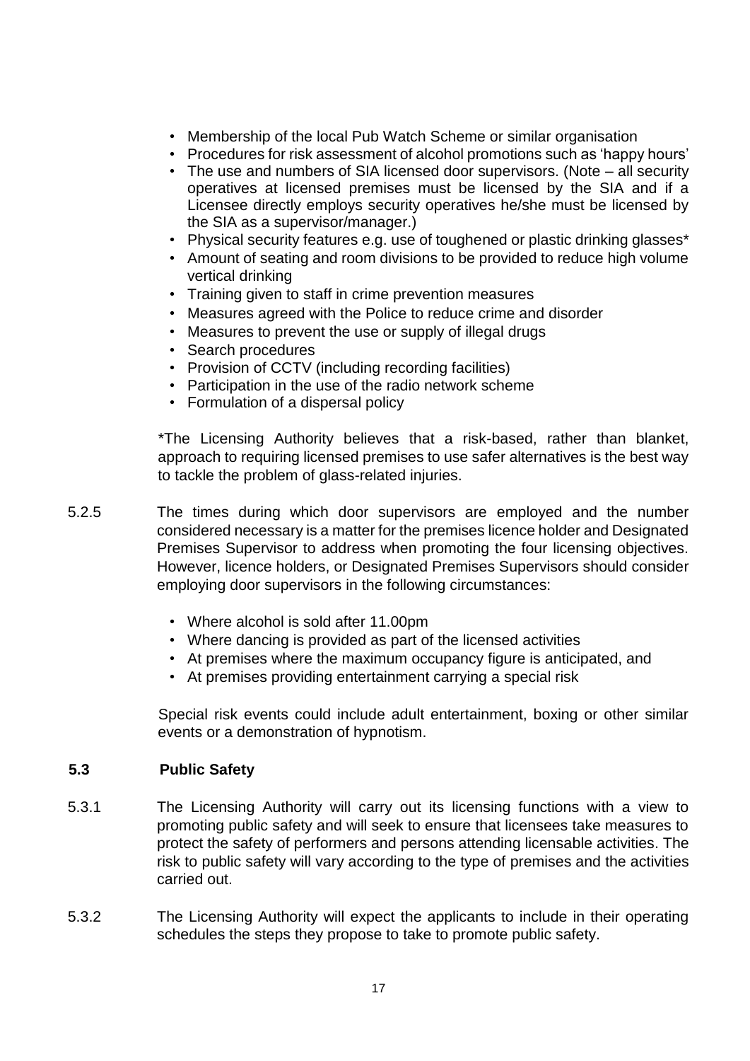- Membership of the local Pub Watch Scheme or similar organisation
- Procedures for risk assessment of alcohol promotions such as 'happy hours'
- The use and numbers of SIA licensed door supervisors. (Note – all security operatives at licensed premises must be licensed by the SIA and if a Licensee directly employs security operatives he/she must be licensed by the SIA as a supervisor/manager.)
- Physical security features e.g. use of toughened or plastic drinking glasses*
- Amount of seating and room divisions to be provided to reduce high volume vertical drinking
- Training given to staff in crime prevention measures
- Measures agreed with the Police to reduce crime and disorder
- Measures to prevent the use or supply of illegal drugs
- Search procedures
- Provision of CCTV (including recording facilities)
- Participation in the use of the radio network scheme
- Formulation of a dispersal policy

*The Licensing Authority believes that a risk-based, rather than blanket, approach to requiring licensed premises to use safer alternatives is the best way to tackle the problem of glass-related injuries.

5.2.5 The times during which door supervisors are employed and the number considered necessary is a matter for the premises licence holder and Designated Premises Supervisor to address when promoting the four licensing objectives. However, licence holders, or Designated Premises Supervisors should consider employing door supervisors in the following circumstances:

- Where alcohol is sold after 11.00pm
- Where dancing is provided as part of the licensed activities
- At premises where the maximum occupancy figure is anticipated, and
- At premises providing entertainment carrying a special risk

Special risk events could include adult entertainment, boxing or other similar events or a demonstration of hypnotism.

### 5.3 Public Safety

5.3.1 The Licensing Authority will carry out its licensing functions with a view to promoting public safety and will seek to ensure that licensees take measures to protect the safety of performers and persons attending licensable activities. The risk to public safety will vary according to the type of premises and the activities carried out.

5.3.2 The Licensing Authority will expect the applicants to include in their operating schedules the steps they propose to take to promote public safety.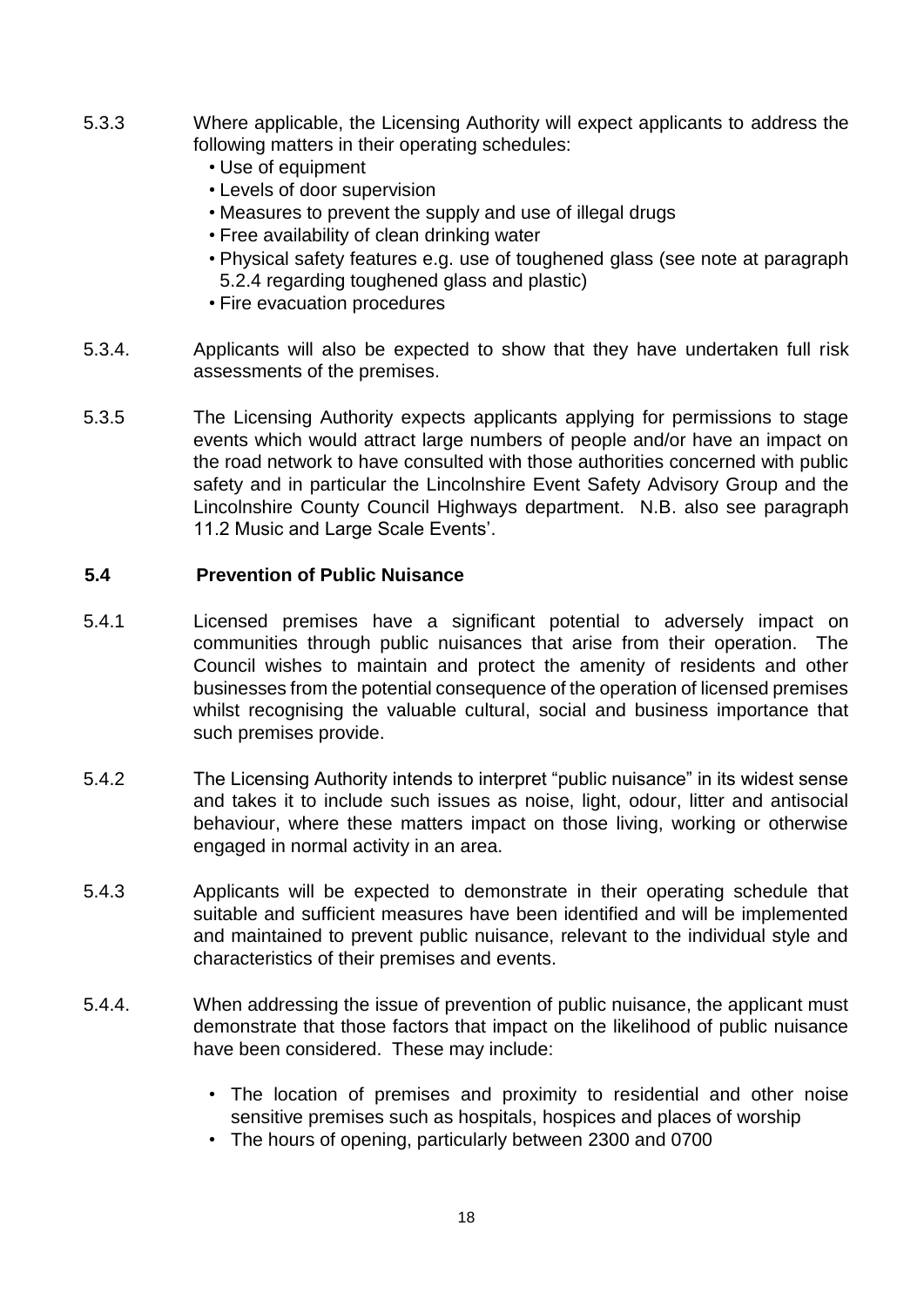5.3.3 Where applicable, the Licensing Authority will expect applicants to address the following matters in their operating schedules:

- Use of equipment
- Levels of door supervision
- Measures to prevent the supply and use of illegal drugs
- Free availability of clean drinking water
- Physical safety features e.g. use of toughened glass (see note at paragraph 5.2.4 regarding toughened glass and plastic)
- Fire evacuation procedures

5.3.4. Applicants will also be expected to show that they have undertaken full risk assessments of the premises.

5.3.5 The Licensing Authority expects applicants applying for permissions to stage events which would attract large numbers of people and/or have an impact on the road network to have consulted with those authorities concerned with public safety and in particular the Lincolnshire Event Safety Advisory Group and the Lincolnshire County Council Highways department. N.B. also see paragraph 11.2 Music and Large Scale Events'.

### 5.4 Prevention of Public Nuisance

5.4.1 Licensed premises have a significant potential to adversely impact on communities through public nuisances that arise from their operation. The Council wishes to maintain and protect the amenity of residents and other businesses from the potential consequence of the operation of licensed premises whilst recognising the valuable cultural, social and business importance that such premises provide.

5.4.2 The Licensing Authority intends to interpret "public nuisance" in its widest sense and takes it to include such issues as noise, light, odour, litter and antisocial behaviour, where these matters impact on those living, working or otherwise engaged in normal activity in an area.

5.4.3 Applicants will be expected to demonstrate in their operating schedule that suitable and sufficient measures have been identified and will be implemented and maintained to prevent public nuisance, relevant to the individual style and characteristics of their premises and events.

5.4.4. When addressing the issue of prevention of public nuisance, the applicant must demonstrate that those factors that impact on the likelihood of public nuisance have been considered. These may include:

- The location of premises and proximity to residential and other noise sensitive premises such as hospitals, hospices and places of worship
- The hours of opening, particularly between 2300 and 0700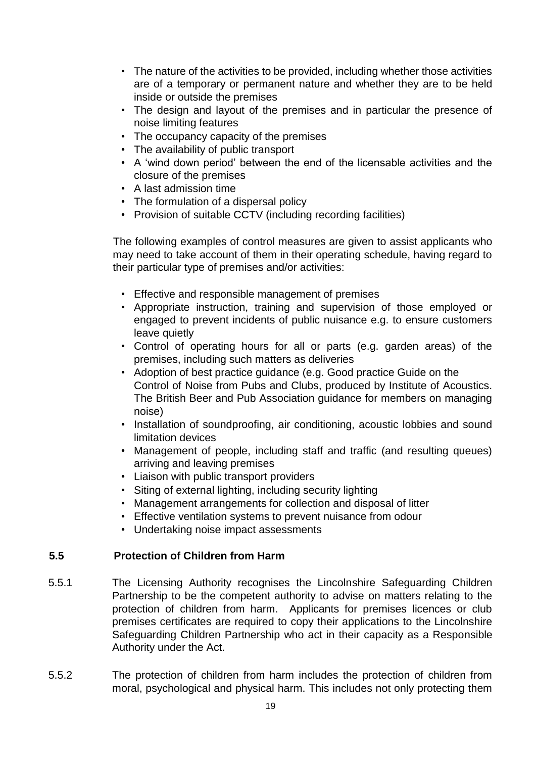- The nature of the activities to be provided, including whether those activities are of a temporary or permanent nature and whether they are to be held inside or outside the premises
- The design and layout of the premises and in particular the presence of noise limiting features
- The occupancy capacity of the premises
- The availability of public transport
- A 'wind down period' between the end of the licensable activities and the closure of the premises
- A last admission time
- The formulation of a dispersal policy
- Provision of suitable CCTV (including recording facilities)

The following examples of control measures are given to assist applicants who may need to take account of them in their operating schedule, having regard to their particular type of premises and/or activities:

- Effective and responsible management of premises
- Appropriate instruction, training and supervision of those employed or engaged to prevent incidents of public nuisance e.g. to ensure customers leave quietly
- Control of operating hours for all or parts (e.g. garden areas) of the premises, including such matters as deliveries
- Adoption of best practice guidance (e.g. Good practice Guide on the Control of Noise from Pubs and Clubs, produced by Institute of Acoustics. The British Beer and Pub Association guidance for members on managing noise)
- Installation of soundproofing, air conditioning, acoustic lobbies and sound limitation devices
- Management of people, including staff and traffic (and resulting queues) arriving and leaving premises
- Liaison with public transport providers
- Siting of external lighting, including security lighting
- Management arrangements for collection and disposal of litter
- Effective ventilation systems to prevent nuisance from odour
- Undertaking noise impact assessments

## 5.5 Protection of Children from Harm

5.5.1 The Licensing Authority recognises the Lincolnshire Safeguarding Children Partnership to be the competent authority to advise on matters relating to the protection of children from harm. Applicants for premises licences or club premises certificates are required to copy their applications to the Lincolnshire Safeguarding Children Partnership who act in their capacity as a Responsible Authority under the Act.

5.5.2 The protection of children from harm includes the protection of children from moral, psychological and physical harm. This includes not only protecting them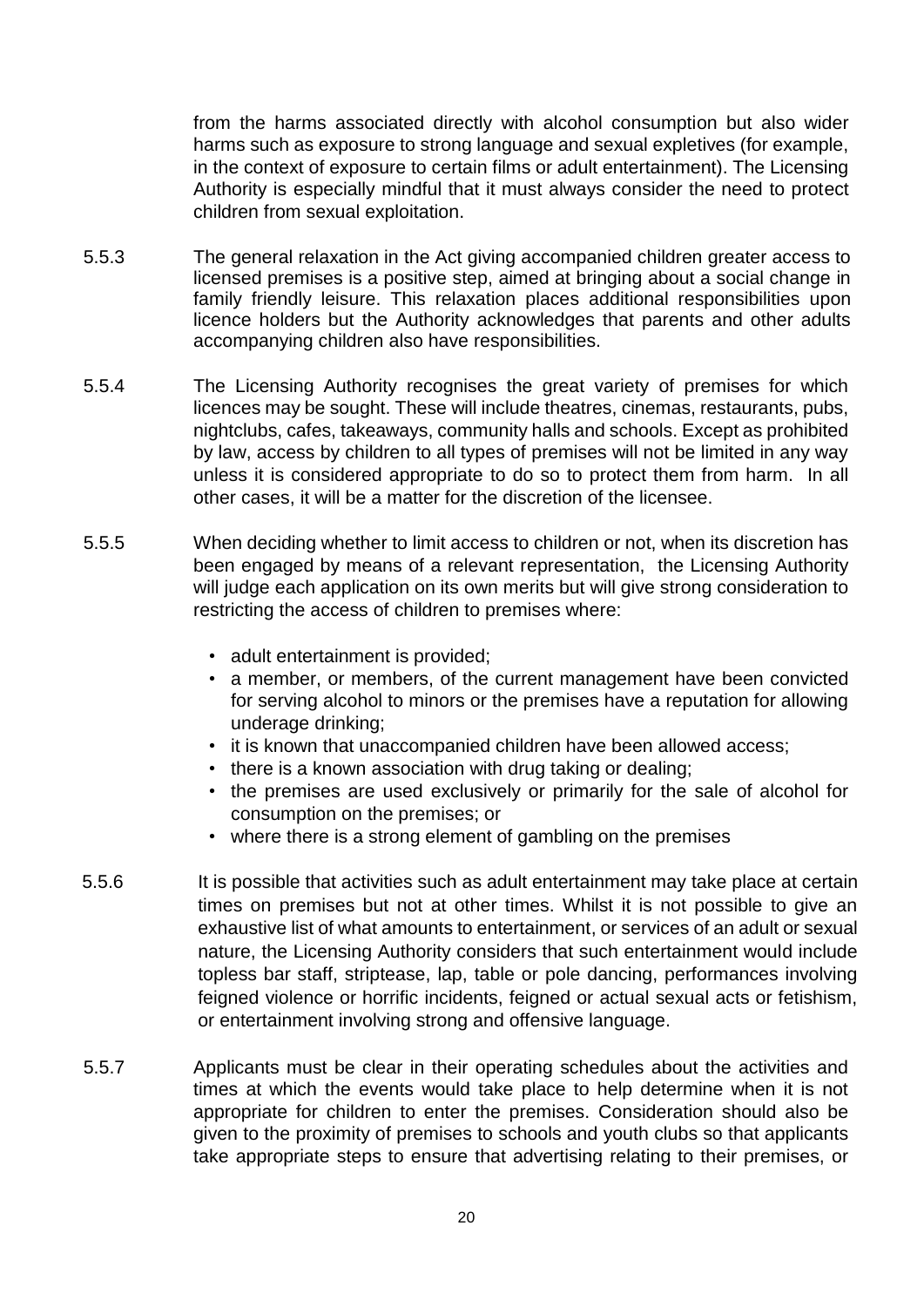from the harms associated directly with alcohol consumption but also wider harms such as exposure to strong language and sexual expletives (for example, in the context of exposure to certain films or adult entertainment). The Licensing Authority is especially mindful that it must always consider the need to protect children from sexual exploitation.

5.5.3 The general relaxation in the Act giving accompanied children greater access to licensed premises is a positive step, aimed at bringing about a social change in family friendly leisure. This relaxation places additional responsibilities upon licence holders but the Authority acknowledges that parents and other adults accompanying children also have responsibilities.

5.5.4 The Licensing Authority recognises the great variety of premises for which licences may be sought. These will include theatres, cinemas, restaurants, pubs, nightclubs, cafes, takeaways, community halls and schools. Except as prohibited by law, access by children to all types of premises will not be limited in any way unless it is considered appropriate to do so to protect them from harm. In all other cases, it will be a matter for the discretion of the licensee.

5.5.5 When deciding whether to limit access to children or not, when its discretion has been engaged by means of a relevant representation, the Licensing Authority will judge each application on its own merits but will give strong consideration to restricting the access of children to premises where:

- adult entertainment is provided;
- a member, or members, of the current management have been convicted for serving alcohol to minors or the premises have a reputation for allowing underage drinking;
- it is known that unaccompanied children have been allowed access;
- there is a known association with drug taking or dealing;
- the premises are used exclusively or primarily for the sale of alcohol for consumption on the premises; or
- where there is a strong element of gambling on the premises

5.5.6 It is possible that activities such as adult entertainment may take place at certain times on premises but not at other times. Whilst it is not possible to give an exhaustive list of what amounts to entertainment, or services of an adult or sexual nature, the Licensing Authority considers that such entertainment would include topless bar staff, striptease, lap, table or pole dancing, performances involving feigned violence or horrific incidents, feigned or actual sexual acts or fetishism, or entertainment involving strong and offensive language.

5.5.7 Applicants must be clear in their operating schedules about the activities and times at which the events would take place to help determine when it is not appropriate for children to enter the premises. Consideration should also be given to the proximity of premises to schools and youth clubs so that applicants take appropriate steps to ensure that advertising relating to their premises, or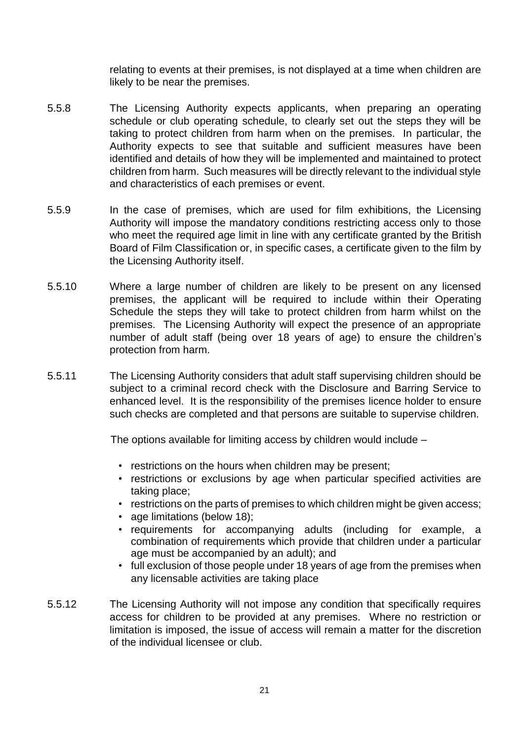relating to events at their premises, is not displayed at a time when children are likely to be near the premises.

5.5.8 The Licensing Authority expects applicants, when preparing an operating schedule or club operating schedule, to clearly set out the steps they will be taking to protect children from harm when on the premises. In particular, the Authority expects to see that suitable and sufficient measures have been identified and details of how they will be implemented and maintained to protect children from harm. Such measures will be directly relevant to the individual style and characteristics of each premises or event.

5.5.9 In the case of premises, which are used for film exhibitions, the Licensing Authority will impose the mandatory conditions restricting access only to those who meet the required age limit in line with any certificate granted by the British Board of Film Classification or, in specific cases, a certificate given to the film by the Licensing Authority itself.

5.5.10 Where a large number of children are likely to be present on any licensed premises, the applicant will be required to include within their Operating Schedule the steps they will take to protect children from harm whilst on the premises. The Licensing Authority will expect the presence of an appropriate number of adult staff (being over 18 years of age) to ensure the children's protection from harm.

5.5.11 The Licensing Authority considers that adult staff supervising children should be subject to a criminal record check with the Disclosure and Barring Service to enhanced level. It is the responsibility of the premises licence holder to ensure such checks are completed and that persons are suitable to supervise children.

The options available for limiting access by children would include –

- restrictions on the hours when children may be present;
- restrictions or exclusions by age when particular specified activities are taking place;
- restrictions on the parts of premises to which children might be given access;
- age limitations (below 18);
- requirements for accompanying adults (including for example, a combination of requirements which provide that children under a particular age must be accompanied by an adult); and
- full exclusion of those people under 18 years of age from the premises when any licensable activities are taking place

5.5.12 The Licensing Authority will not impose any condition that specifically requires access for children to be provided at any premises. Where no restriction or limitation is imposed, the issue of access will remain a matter for the discretion of the individual licensee or club.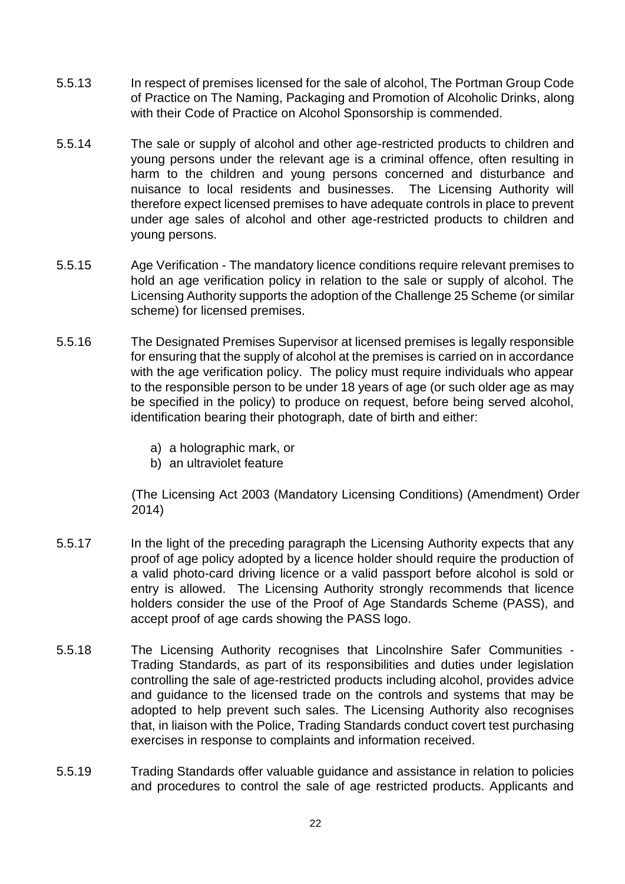5.5.13 In respect of premises licensed for the sale of alcohol, The Portman Group Code of Practice on The Naming, Packaging and Promotion of Alcoholic Drinks, along with their Code of Practice on Alcohol Sponsorship is commended.

5.5.14 The sale or supply of alcohol and other age-restricted products to children and young persons under the relevant age is a criminal offence, often resulting in harm to the children and young persons concerned and disturbance and nuisance to local residents and businesses. The Licensing Authority will therefore expect licensed premises to have adequate controls in place to prevent under age sales of alcohol and other age-restricted products to children and young persons.

5.5.15 Age Verification - The mandatory licence conditions require relevant premises to hold an age verification policy in relation to the sale or supply of alcohol. The Licensing Authority supports the adoption of the Challenge 25 Scheme (or similar scheme) for licensed premises.

5.5.16 The Designated Premises Supervisor at licensed premises is legally responsible for ensuring that the supply of alcohol at the premises is carried on in accordance with the age verification policy. The policy must require individuals who appear to the responsible person to be under 18 years of age (or such older age as may be specified in the policy) to produce on request, before being served alcohol, identification bearing their photograph, date of birth and either:

a) a holographic mark, or
b) an ultraviolet feature

(The Licensing Act 2003 (Mandatory Licensing Conditions) (Amendment) Order 2014)

5.5.17 In the light of the preceding paragraph the Licensing Authority expects that any proof of age policy adopted by a licence holder should require the production of a valid photo-card driving licence or a valid passport before alcohol is sold or entry is allowed. The Licensing Authority strongly recommends that licence holders consider the use of the Proof of Age Standards Scheme (PASS), and accept proof of age cards showing the PASS logo.

5.5.18 The Licensing Authority recognises that Lincolnshire Safer Communities - Trading Standards, as part of its responsibilities and duties under legislation controlling the sale of age-restricted products including alcohol, provides advice and guidance to the licensed trade on the controls and systems that may be adopted to help prevent such sales. The Licensing Authority also recognises that, in liaison with the Police, Trading Standards conduct covert test purchasing exercises in response to complaints and information received.

5.5.19 Trading Standards offer valuable guidance and assistance in relation to policies and procedures to control the sale of age restricted products. Applicants and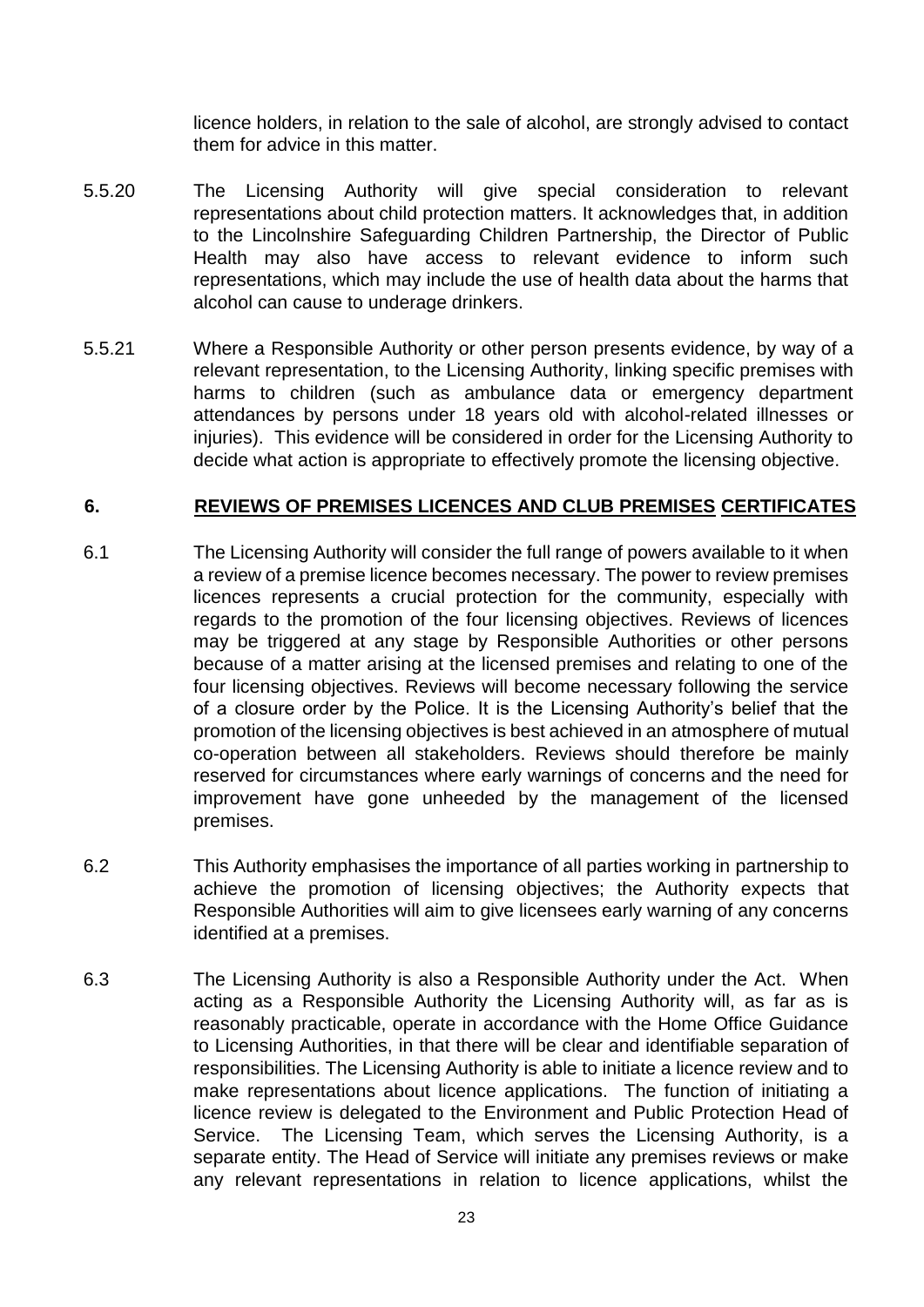licence holders, in relation to the sale of alcohol, are strongly advised to contact them for advice in this matter.

5.5.20 The Licensing Authority will give special consideration to relevant representations about child protection matters. It acknowledges that, in addition to the Lincolnshire Safeguarding Children Partnership, the Director of Public Health may also have access to relevant evidence to inform such representations, which may include the use of health data about the harms that alcohol can cause to underage drinkers.

5.5.21 Where a Responsible Authority or other person presents evidence, by way of a relevant representation, to the Licensing Authority, linking specific premises with harms to children (such as ambulance data or emergency department attendances by persons under 18 years old with alcohol-related illnesses or injuries). This evidence will be considered in order for the Licensing Authority to decide what action is appropriate to effectively promote the licensing objective.

## 6. REVIEWS OF PREMISES LICENCES AND CLUB PREMISES CERTIFICATES

6.1 The Licensing Authority will consider the full range of powers available to it when a review of a premise licence becomes necessary. The power to review premises licences represents a crucial protection for the community, especially with regards to the promotion of the four licensing objectives. Reviews of licences may be triggered at any stage by Responsible Authorities or other persons because of a matter arising at the licensed premises and relating to one of the four licensing objectives. Reviews will become necessary following the service of a closure order by the Police. It is the Licensing Authority's belief that the promotion of the licensing objectives is best achieved in an atmosphere of mutual co-operation between all stakeholders. Reviews should therefore be mainly reserved for circumstances where early warnings of concerns and the need for improvement have gone unheeded by the management of the licensed premises.

6.2 This Authority emphasises the importance of all parties working in partnership to achieve the promotion of licensing objectives; the Authority expects that Responsible Authorities will aim to give licensees early warning of any concerns identified at a premises.

6.3 The Licensing Authority is also a Responsible Authority under the Act. When acting as a Responsible Authority the Licensing Authority will, as far as is reasonably practicable, operate in accordance with the Home Office Guidance to Licensing Authorities, in that there will be clear and identifiable separation of responsibilities. The Licensing Authority is able to initiate a licence review and to make representations about licence applications. The function of initiating a licence review is delegated to the Environment and Public Protection Head of Service. The Licensing Team, which serves the Licensing Authority, is a separate entity. The Head of Service will initiate any premises reviews or make any relevant representations in relation to licence applications, whilst the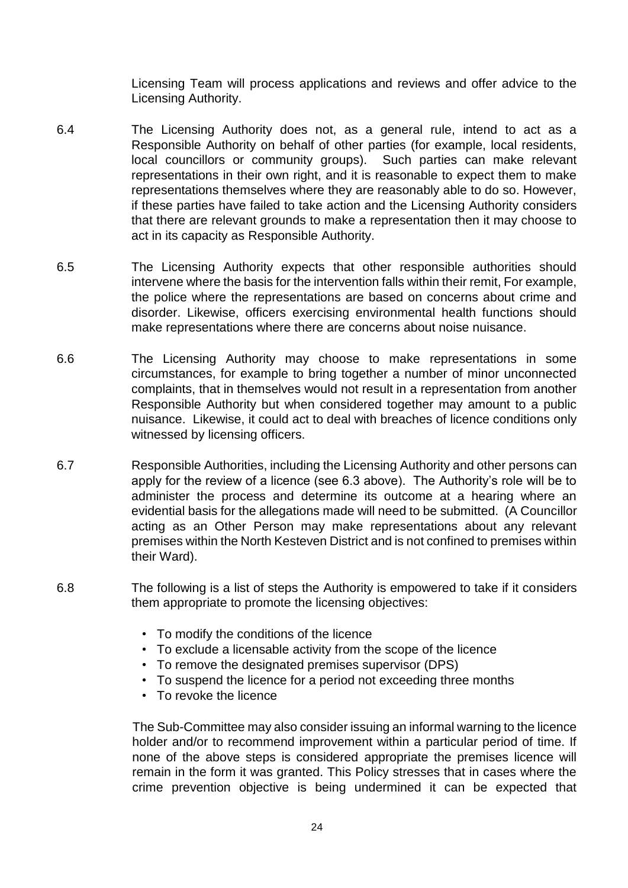Licensing Team will process applications and reviews and offer advice to the Licensing Authority.

6.4 The Licensing Authority does not, as a general rule, intend to act as a Responsible Authority on behalf of other parties (for example, local residents, local councillors or community groups). Such parties can make relevant representations in their own right, and it is reasonable to expect them to make representations themselves where they are reasonably able to do so. However, if these parties have failed to take action and the Licensing Authority considers that there are relevant grounds to make a representation then it may choose to act in its capacity as Responsible Authority.

6.5 The Licensing Authority expects that other responsible authorities should intervene where the basis for the intervention falls within their remit, For example, the police where the representations are based on concerns about crime and disorder. Likewise, officers exercising environmental health functions should make representations where there are concerns about noise nuisance.

6.6 The Licensing Authority may choose to make representations in some circumstances, for example to bring together a number of minor unconnected complaints, that in themselves would not result in a representation from another Responsible Authority but when considered together may amount to a public nuisance. Likewise, it could act to deal with breaches of licence conditions only witnessed by licensing officers.

6.7 Responsible Authorities, including the Licensing Authority and other persons can apply for the review of a licence (see 6.3 above). The Authority's role will be to administer the process and determine its outcome at a hearing where an evidential basis for the allegations made will need to be submitted. (A Councillor acting as an Other Person may make representations about any relevant premises within the North Kesteven District and is not confined to premises within their Ward).

6.8 The following is a list of steps the Authority is empowered to take if it considers them appropriate to promote the licensing objectives:

- To modify the conditions of the licence
- To exclude a licensable activity from the scope of the licence
- To remove the designated premises supervisor (DPS)
- To suspend the licence for a period not exceeding three months
- To revoke the licence

The Sub-Committee may also consider issuing an informal warning to the licence holder and/or to recommend improvement within a particular period of time. If none of the above steps is considered appropriate the premises licence will remain in the form it was granted. This Policy stresses that in cases where the crime prevention objective is being undermined it can be expected that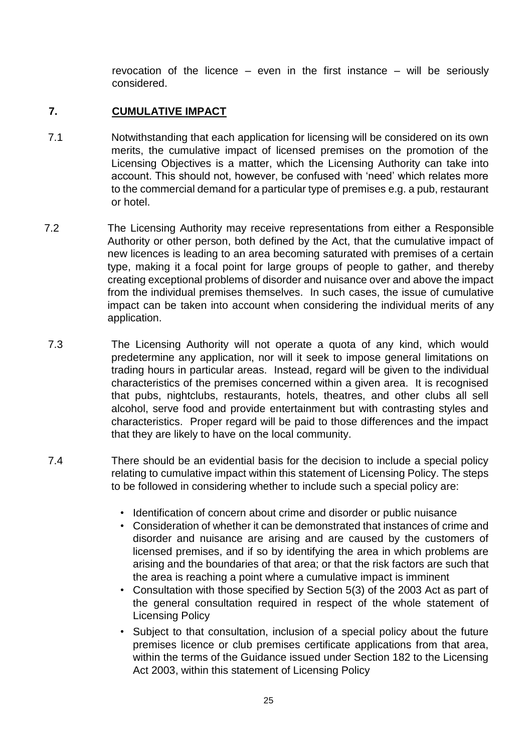revocation of the licence – even in the first instance – will be seriously considered.

## 7. CUMULATIVE IMPACT

7.1 Notwithstanding that each application for licensing will be considered on its own merits, the cumulative impact of licensed premises on the promotion of the Licensing Objectives is a matter, which the Licensing Authority can take into account. This should not, however, be confused with 'need' which relates more to the commercial demand for a particular type of premises e.g. a pub, restaurant or hotel.

7.2 The Licensing Authority may receive representations from either a Responsible Authority or other person, both defined by the Act, that the cumulative impact of new licences is leading to an area becoming saturated with premises of a certain type, making it a focal point for large groups of people to gather, and thereby creating exceptional problems of disorder and nuisance over and above the impact from the individual premises themselves. In such cases, the issue of cumulative impact can be taken into account when considering the individual merits of any application.

7.3 The Licensing Authority will not operate a quota of any kind, which would predetermine any application, nor will it seek to impose general limitations on trading hours in particular areas. Instead, regard will be given to the individual characteristics of the premises concerned within a given area. It is recognised that pubs, nightclubs, restaurants, hotels, theatres, and other clubs all sell alcohol, serve food and provide entertainment but with contrasting styles and characteristics. Proper regard will be paid to those differences and the impact that they are likely to have on the local community.

7.4 There should be an evidential basis for the decision to include a special policy relating to cumulative impact within this statement of Licensing Policy. The steps to be followed in considering whether to include such a special policy are:

- Identification of concern about crime and disorder or public nuisance
- Consideration of whether it can be demonstrated that instances of crime and disorder and nuisance are arising and are caused by the customers of licensed premises, and if so by identifying the area in which problems are arising and the boundaries of that area; or that the risk factors are such that the area is reaching a point where a cumulative impact is imminent
- Consultation with those specified by Section 5(3) of the 2003 Act as part of the general consultation required in respect of the whole statement of Licensing Policy
- Subject to that consultation, inclusion of a special policy about the future premises licence or club premises certificate applications from that area, within the terms of the Guidance issued under Section 182 to the Licensing Act 2003, within this statement of Licensing Policy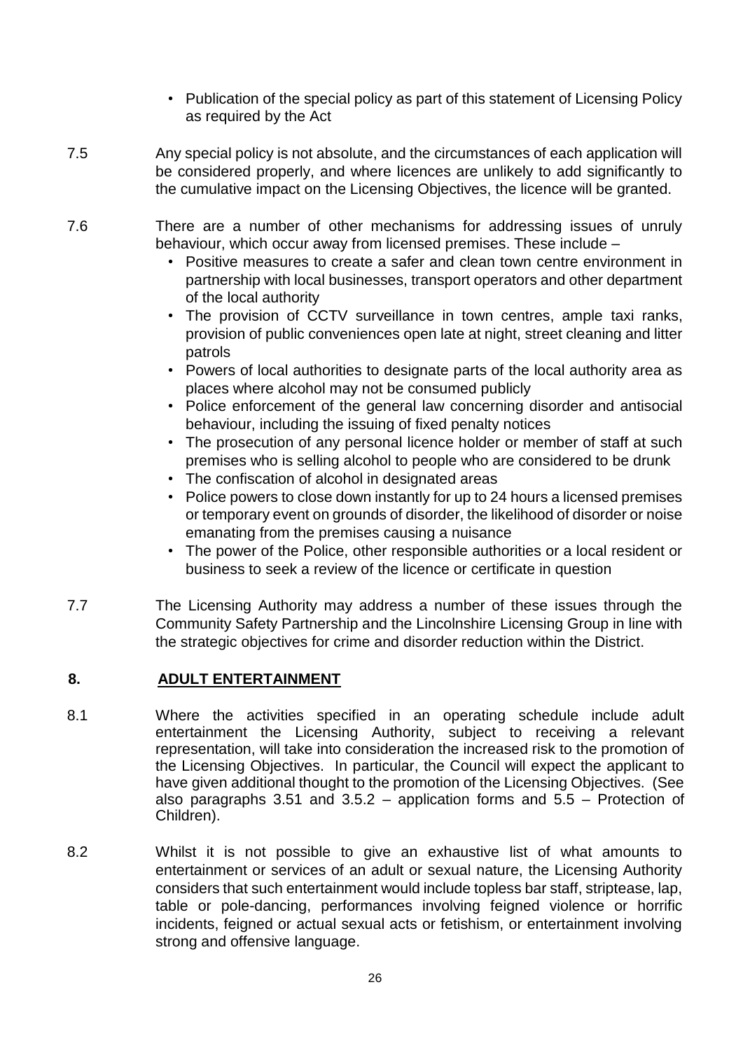- Publication of the special policy as part of this statement of Licensing Policy as required by the Act

7.5 Any special policy is not absolute, and the circumstances of each application will be considered properly, and where licences are unlikely to add significantly to the cumulative impact on the Licensing Objectives, the licence will be granted.

7.6 There are a number of other mechanisms for addressing issues of unruly behaviour, which occur away from licensed premises. These include –

- Positive measures to create a safer and clean town centre environment in partnership with local businesses, transport operators and other department of the local authority
- The provision of CCTV surveillance in town centres, ample taxi ranks, provision of public conveniences open late at night, street cleaning and litter patrols
- Powers of local authorities to designate parts of the local authority area as places where alcohol may not be consumed publicly
- Police enforcement of the general law concerning disorder and antisocial behaviour, including the issuing of fixed penalty notices
- The prosecution of any personal licence holder or member of staff at such premises who is selling alcohol to people who are considered to be drunk
- The confiscation of alcohol in designated areas
- Police powers to close down instantly for up to 24 hours a licensed premises or temporary event on grounds of disorder, the likelihood of disorder or noise emanating from the premises causing a nuisance
- The power of the Police, other responsible authorities or a local resident or business to seek a review of the licence or certificate in question

7.7 The Licensing Authority may address a number of these issues through the Community Safety Partnership and the Lincolnshire Licensing Group in line with the strategic objectives for crime and disorder reduction within the District.

## 8. ADULT ENTERTAINMENT

8.1 Where the activities specified in an operating schedule include adult entertainment the Licensing Authority, subject to receiving a relevant representation, will take into consideration the increased risk to the promotion of the Licensing Objectives. In particular, the Council will expect the applicant to have given additional thought to the promotion of the Licensing Objectives. (See also paragraphs 3.51 and 3.5.2 – application forms and 5.5 – Protection of Children).

8.2 Whilst it is not possible to give an exhaustive list of what amounts to entertainment or services of an adult or sexual nature, the Licensing Authority considers that such entertainment would include topless bar staff, striptease, lap, table or pole-dancing, performances involving feigned violence or horrific incidents, feigned or actual sexual acts or fetishism, or entertainment involving strong and offensive language.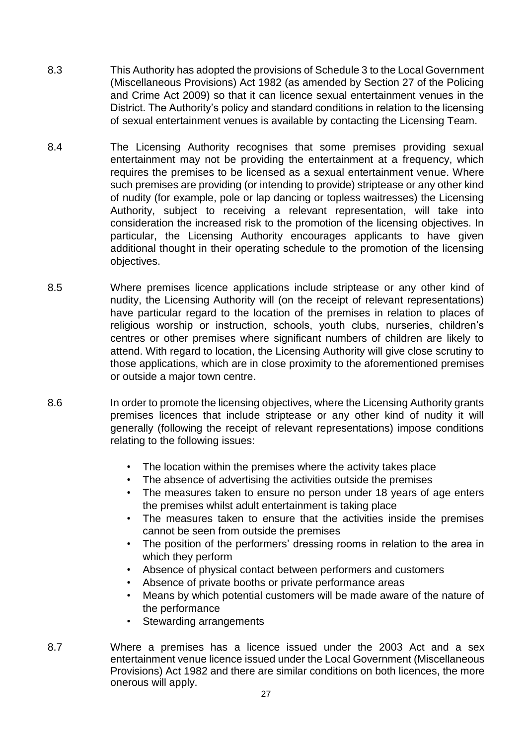8.3 This Authority has adopted the provisions of Schedule 3 to the Local Government (Miscellaneous Provisions) Act 1982 (as amended by Section 27 of the Policing and Crime Act 2009) so that it can licence sexual entertainment venues in the District. The Authority's policy and standard conditions in relation to the licensing of sexual entertainment venues is available by contacting the Licensing Team.

8.4 The Licensing Authority recognises that some premises providing sexual entertainment may not be providing the entertainment at a frequency, which requires the premises to be licensed as a sexual entertainment venue. Where such premises are providing (or intending to provide) striptease or any other kind of nudity (for example, pole or lap dancing or topless waitresses) the Licensing Authority, subject to receiving a relevant representation, will take into consideration the increased risk to the promotion of the licensing objectives. In particular, the Licensing Authority encourages applicants to have given additional thought in their operating schedule to the promotion of the licensing objectives.

8.5 Where premises licence applications include striptease or any other kind of nudity, the Licensing Authority will (on the receipt of relevant representations) have particular regard to the location of the premises in relation to places of religious worship or instruction, schools, youth clubs, nurseries, children's centres or other premises where significant numbers of children are likely to attend. With regard to location, the Licensing Authority will give close scrutiny to those applications, which are in close proximity to the aforementioned premises or outside a major town centre.

8.6 In order to promote the licensing objectives, where the Licensing Authority grants premises licences that include striptease or any other kind of nudity it will generally (following the receipt of relevant representations) impose conditions relating to the following issues:

- The location within the premises where the activity takes place
- The absence of advertising the activities outside the premises
- The measures taken to ensure no person under 18 years of age enters the premises whilst adult entertainment is taking place
- The measures taken to ensure that the activities inside the premises cannot be seen from outside the premises
- The position of the performers' dressing rooms in relation to the area in which they perform
- Absence of physical contact between performers and customers
- Absence of private booths or private performance areas
- Means by which potential customers will be made aware of the nature of the performance
- Stewarding arrangements

8.7 Where a premises has a licence issued under the 2003 Act and a sex entertainment venue licence issued under the Local Government (Miscellaneous Provisions) Act 1982 and there are similar conditions on both licences, the more onerous will apply.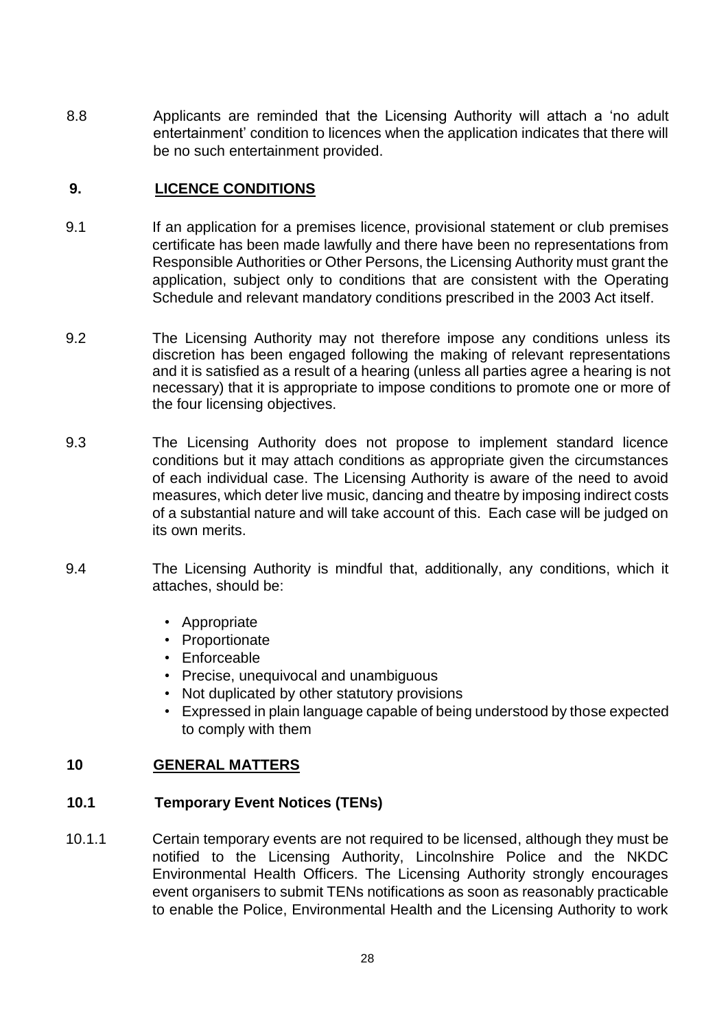8.8 Applicants are reminded that the Licensing Authority will attach a 'no adult entertainment' condition to licences when the application indicates that there will be no such entertainment provided.

## 9. LICENCE CONDITIONS

9.1 If an application for a premises licence, provisional statement or club premises certificate has been made lawfully and there have been no representations from Responsible Authorities or Other Persons, the Licensing Authority must grant the application, subject only to conditions that are consistent with the Operating Schedule and relevant mandatory conditions prescribed in the 2003 Act itself.

9.2 The Licensing Authority may not therefore impose any conditions unless its discretion has been engaged following the making of relevant representations and it is satisfied as a result of a hearing (unless all parties agree a hearing is not necessary) that it is appropriate to impose conditions to promote one or more of the four licensing objectives.

9.3 The Licensing Authority does not propose to implement standard licence conditions but it may attach conditions as appropriate given the circumstances of each individual case. The Licensing Authority is aware of the need to avoid measures, which deter live music, dancing and theatre by imposing indirect costs of a substantial nature and will take account of this. Each case will be judged on its own merits.

9.4 The Licensing Authority is mindful that, additionally, any conditions, which it attaches, should be:

- Appropriate
- Proportionate
- Enforceable
- Precise, unequivocal and unambiguous
- Not duplicated by other statutory provisions
- Expressed in plain language capable of being understood by those expected to comply with them

## 10 GENERAL MATTERS

### 10.1 Temporary Event Notices (TENs)

10.1.1 Certain temporary events are not required to be licensed, although they must be notified to the Licensing Authority, Lincolnshire Police and the NKDC Environmental Health Officers. The Licensing Authority strongly encourages event organisers to submit TENs notifications as soon as reasonably practicable to enable the Police, Environmental Health and the Licensing Authority to work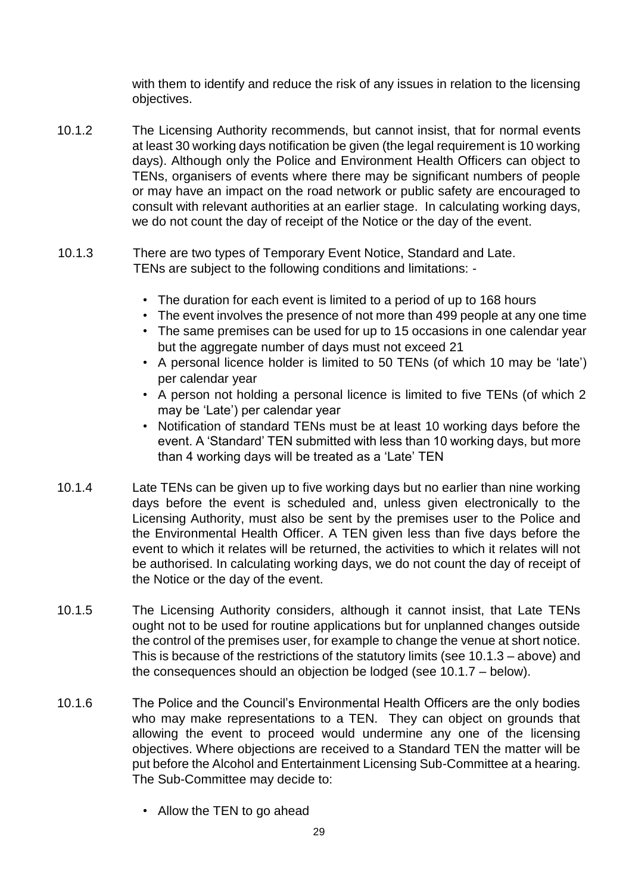with them to identify and reduce the risk of any issues in relation to the licensing objectives.

10.1.2 The Licensing Authority recommends, but cannot insist, that for normal events at least 30 working days notification be given (the legal requirement is 10 working days). Although only the Police and Environment Health Officers can object to TENs, organisers of events where there may be significant numbers of people or may have an impact on the road network or public safety are encouraged to consult with relevant authorities at an earlier stage. In calculating working days, we do not count the day of receipt of the Notice or the day of the event.

10.1.3 There are two types of Temporary Event Notice, Standard and Late. TENs are subject to the following conditions and limitations: -

- The duration for each event is limited to a period of up to 168 hours
- The event involves the presence of not more than 499 people at any one time
- The same premises can be used for up to 15 occasions in one calendar year but the aggregate number of days must not exceed 21
- A personal licence holder is limited to 50 TENs (of which 10 may be 'late') per calendar year
- A person not holding a personal licence is limited to five TENs (of which 2 may be 'Late') per calendar year
- Notification of standard TENs must be at least 10 working days before the event. A 'Standard' TEN submitted with less than 10 working days, but more than 4 working days will be treated as a 'Late' TEN

10.1.4 Late TENs can be given up to five working days but no earlier than nine working days before the event is scheduled and, unless given electronically to the Licensing Authority, must also be sent by the premises user to the Police and the Environmental Health Officer. A TEN given less than five days before the event to which it relates will be returned, the activities to which it relates will not be authorised. In calculating working days, we do not count the day of receipt of the Notice or the day of the event.

10.1.5 The Licensing Authority considers, although it cannot insist, that Late TENs ought not to be used for routine applications but for unplanned changes outside the control of the premises user, for example to change the venue at short notice. This is because of the restrictions of the statutory limits (see 10.1.3 – above) and the consequences should an objection be lodged (see 10.1.7 – below).

10.1.6 The Police and the Council's Environmental Health Officers are the only bodies who may make representations to a TEN. They can object on grounds that allowing the event to proceed would undermine any one of the licensing objectives. Where objections are received to a Standard TEN the matter will be put before the Alcohol and Entertainment Licensing Sub-Committee at a hearing. The Sub-Committee may decide to:

- Allow the TEN to go ahead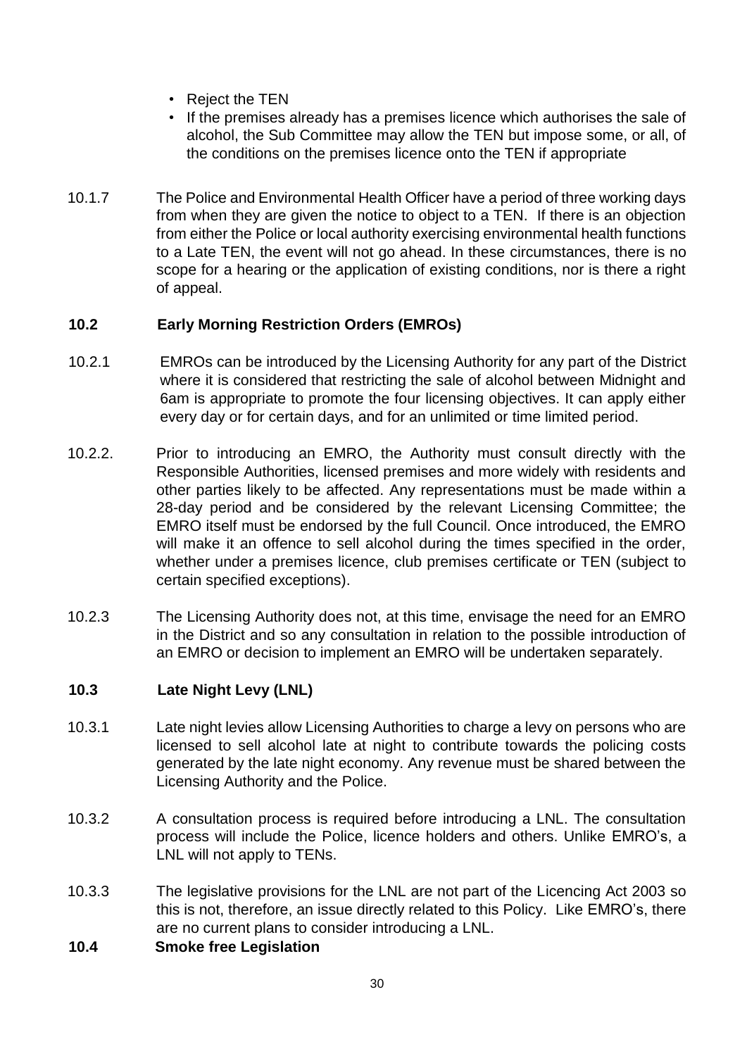- Reject the TEN
- If the premises already has a premises licence which authorises the sale of alcohol, the Sub Committee may allow the TEN but impose some, or all, of the conditions on the premises licence onto the TEN if appropriate

10.1.7 The Police and Environmental Health Officer have a period of three working days from when they are given the notice to object to a TEN. If there is an objection from either the Police or local authority exercising environmental health functions to a Late TEN, the event will not go ahead. In these circumstances, there is no scope for a hearing or the application of existing conditions, nor is there a right of appeal.

### 10.2 Early Morning Restriction Orders (EMROs)

10.2.1 EMROs can be introduced by the Licensing Authority for any part of the District where it is considered that restricting the sale of alcohol between Midnight and 6am is appropriate to promote the four licensing objectives. It can apply either every day or for certain days, and for an unlimited or time limited period.

10.2.2. Prior to introducing an EMRO, the Authority must consult directly with the Responsible Authorities, licensed premises and more widely with residents and other parties likely to be affected. Any representations must be made within a 28-day period and be considered by the relevant Licensing Committee; the EMRO itself must be endorsed by the full Council. Once introduced, the EMRO will make it an offence to sell alcohol during the times specified in the order, whether under a premises licence, club premises certificate or TEN (subject to certain specified exceptions).

10.2.3 The Licensing Authority does not, at this time, envisage the need for an EMRO in the District and so any consultation in relation to the possible introduction of an EMRO or decision to implement an EMRO will be undertaken separately.

### 10.3 Late Night Levy (LNL)

10.3.1 Late night levies allow Licensing Authorities to charge a levy on persons who are licensed to sell alcohol late at night to contribute towards the policing costs generated by the late night economy. Any revenue must be shared between the Licensing Authority and the Police.

10.3.2 A consultation process is required before introducing a LNL. The consultation process will include the Police, licence holders and others. Unlike EMRO's, a LNL will not apply to TENs.

10.3.3 The legislative provisions for the LNL are not part of the Licencing Act 2003 so this is not, therefore, an issue directly related to this Policy. Like EMRO's, there are no current plans to consider introducing a LNL.

### 10.4 Smoke free Legislation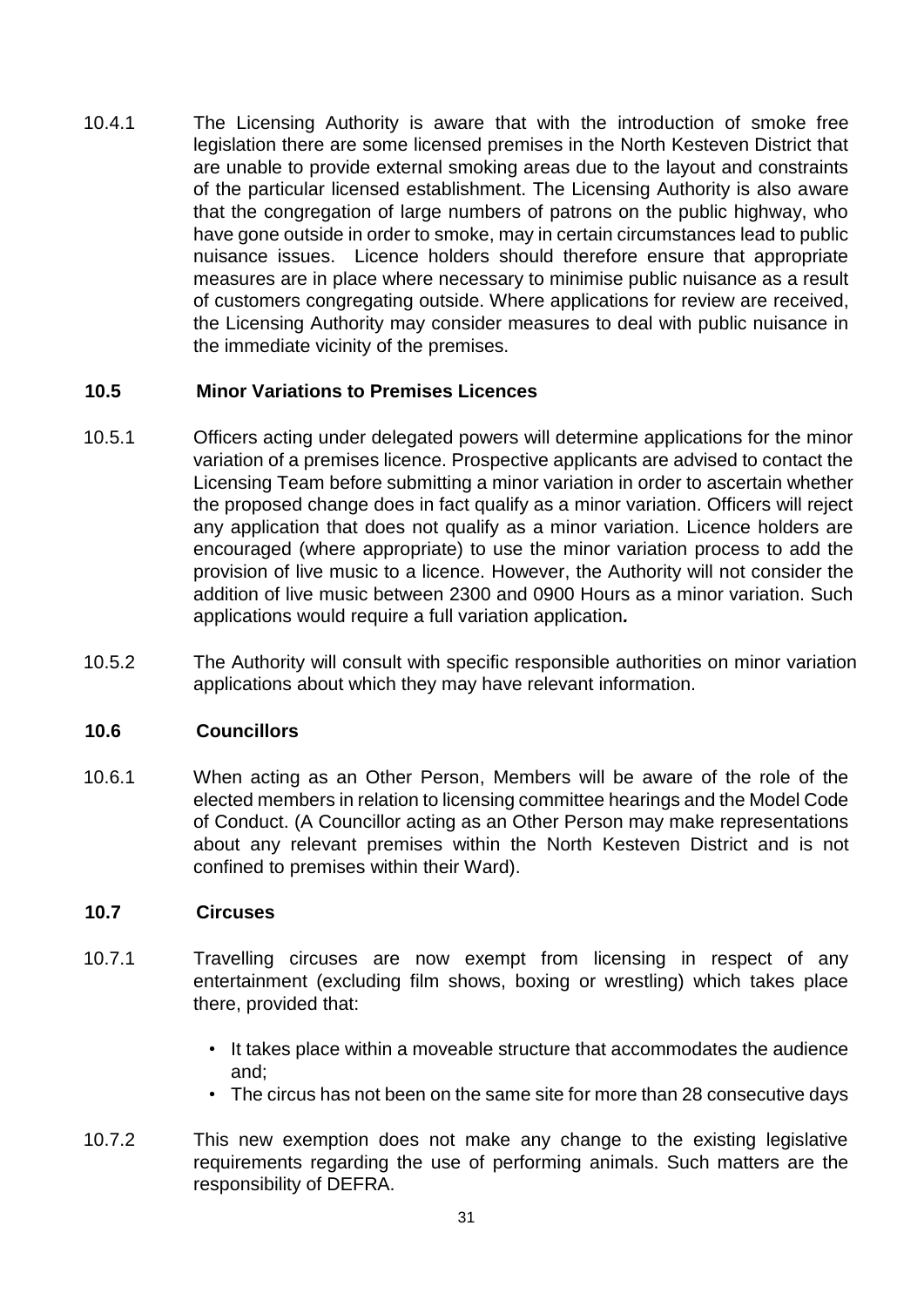10.4.1 The Licensing Authority is aware that with the introduction of smoke free legislation there are some licensed premises in the North Kesteven District that are unable to provide external smoking areas due to the layout and constraints of the particular licensed establishment. The Licensing Authority is also aware that the congregation of large numbers of patrons on the public highway, who have gone outside in order to smoke, may in certain circumstances lead to public nuisance issues. Licence holders should therefore ensure that appropriate measures are in place where necessary to minimise public nuisance as a result of customers congregating outside. Where applications for review are received, the Licensing Authority may consider measures to deal with public nuisance in the immediate vicinity of the premises.

### 10.5 Minor Variations to Premises Licences

10.5.1 Officers acting under delegated powers will determine applications for the minor variation of a premises licence. Prospective applicants are advised to contact the Licensing Team before submitting a minor variation in order to ascertain whether the proposed change does in fact qualify as a minor variation. Officers will reject any application that does not qualify as a minor variation. Licence holders are encouraged (where appropriate) to use the minor variation process to add the provision of live music to a licence. However, the Authority will not consider the addition of live music between 2300 and 0900 Hours as a minor variation. Such applications would require a full variation application***.***

10.5.2 The Authority will consult with specific responsible authorities on minor variation applications about which they may have relevant information.

### 10.6 Councillors

10.6.1 When acting as an Other Person, Members will be aware of the role of the elected members in relation to licensing committee hearings and the Model Code of Conduct. (A Councillor acting as an Other Person may make representations about any relevant premises within the North Kesteven District and is not confined to premises within their Ward).

### 10.7 Circuses

10.7.1 Travelling circuses are now exempt from licensing in respect of any entertainment (excluding film shows, boxing or wrestling) which takes place there, provided that:

- It takes place within a moveable structure that accommodates the audience and;
- The circus has not been on the same site for more than 28 consecutive days

10.7.2 This new exemption does not make any change to the existing legislative requirements regarding the use of performing animals. Such matters are the responsibility of DEFRA.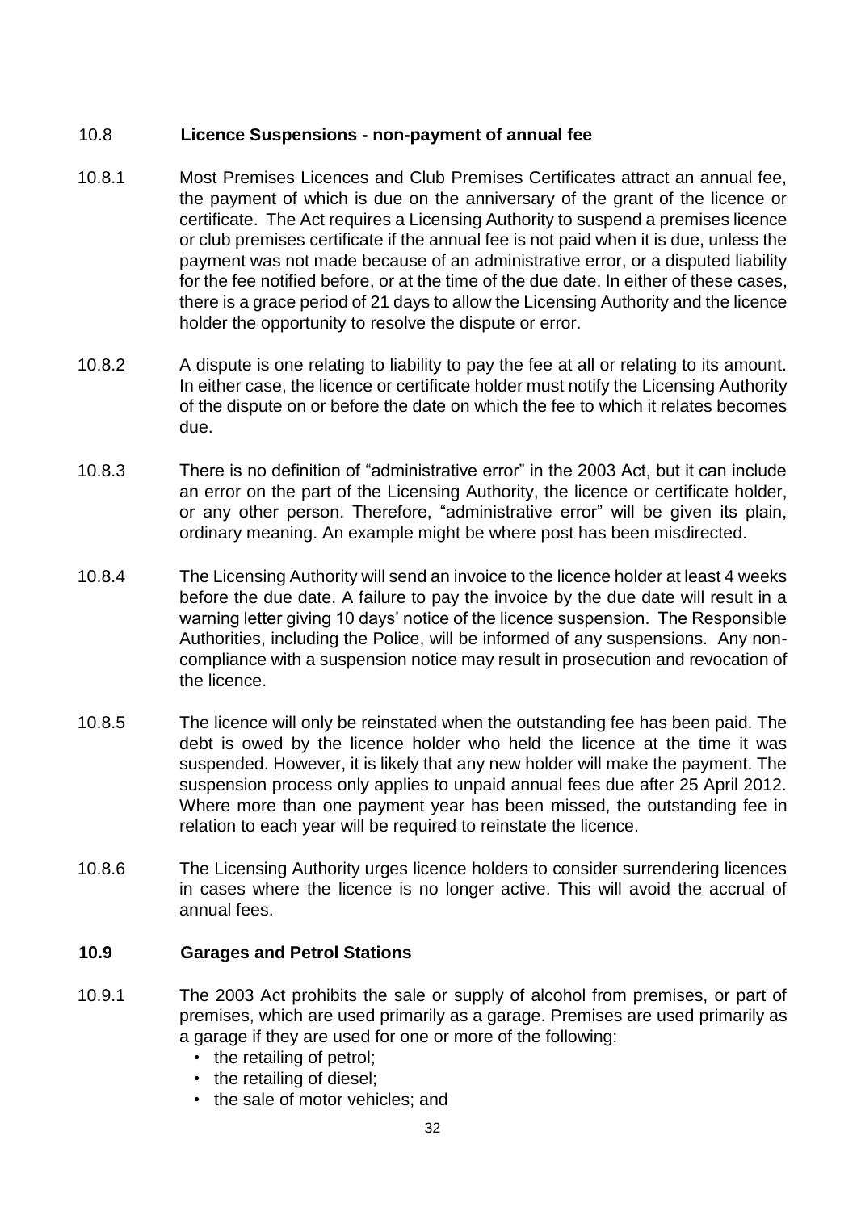## 10.8 Licence Suspensions - non-payment of annual fee

10.8.1 Most Premises Licences and Club Premises Certificates attract an annual fee, the payment of which is due on the anniversary of the grant of the licence or certificate. The Act requires a Licensing Authority to suspend a premises licence or club premises certificate if the annual fee is not paid when it is due, unless the payment was not made because of an administrative error, or a disputed liability for the fee notified before, or at the time of the due date. In either of these cases, there is a grace period of 21 days to allow the Licensing Authority and the licence holder the opportunity to resolve the dispute or error.

10.8.2 A dispute is one relating to liability to pay the fee at all or relating to its amount. In either case, the licence or certificate holder must notify the Licensing Authority of the dispute on or before the date on which the fee to which it relates becomes due.

10.8.3 There is no definition of "administrative error" in the 2003 Act, but it can include an error on the part of the Licensing Authority, the licence or certificate holder, or any other person. Therefore, "administrative error" will be given its plain, ordinary meaning. An example might be where post has been misdirected.

10.8.4 The Licensing Authority will send an invoice to the licence holder at least 4 weeks before the due date. A failure to pay the invoice by the due date will result in a warning letter giving 10 days' notice of the licence suspension. The Responsible Authorities, including the Police, will be informed of any suspensions. Any non-compliance with a suspension notice may result in prosecution and revocation of the licence.

10.8.5 The licence will only be reinstated when the outstanding fee has been paid. The debt is owed by the licence holder who held the licence at the time it was suspended. However, it is likely that any new holder will make the payment. The suspension process only applies to unpaid annual fees due after 25 April 2012. Where more than one payment year has been missed, the outstanding fee in relation to each year will be required to reinstate the licence.

10.8.6 The Licensing Authority urges licence holders to consider surrendering licences in cases where the licence is no longer active. This will avoid the accrual of annual fees.

## 10.9 Garages and Petrol Stations

10.9.1 The 2003 Act prohibits the sale or supply of alcohol from premises, or part of premises, which are used primarily as a garage. Premises are used primarily as a garage if they are used for one or more of the following:

- the retailing of petrol;
- the retailing of diesel;
- the sale of motor vehicles; and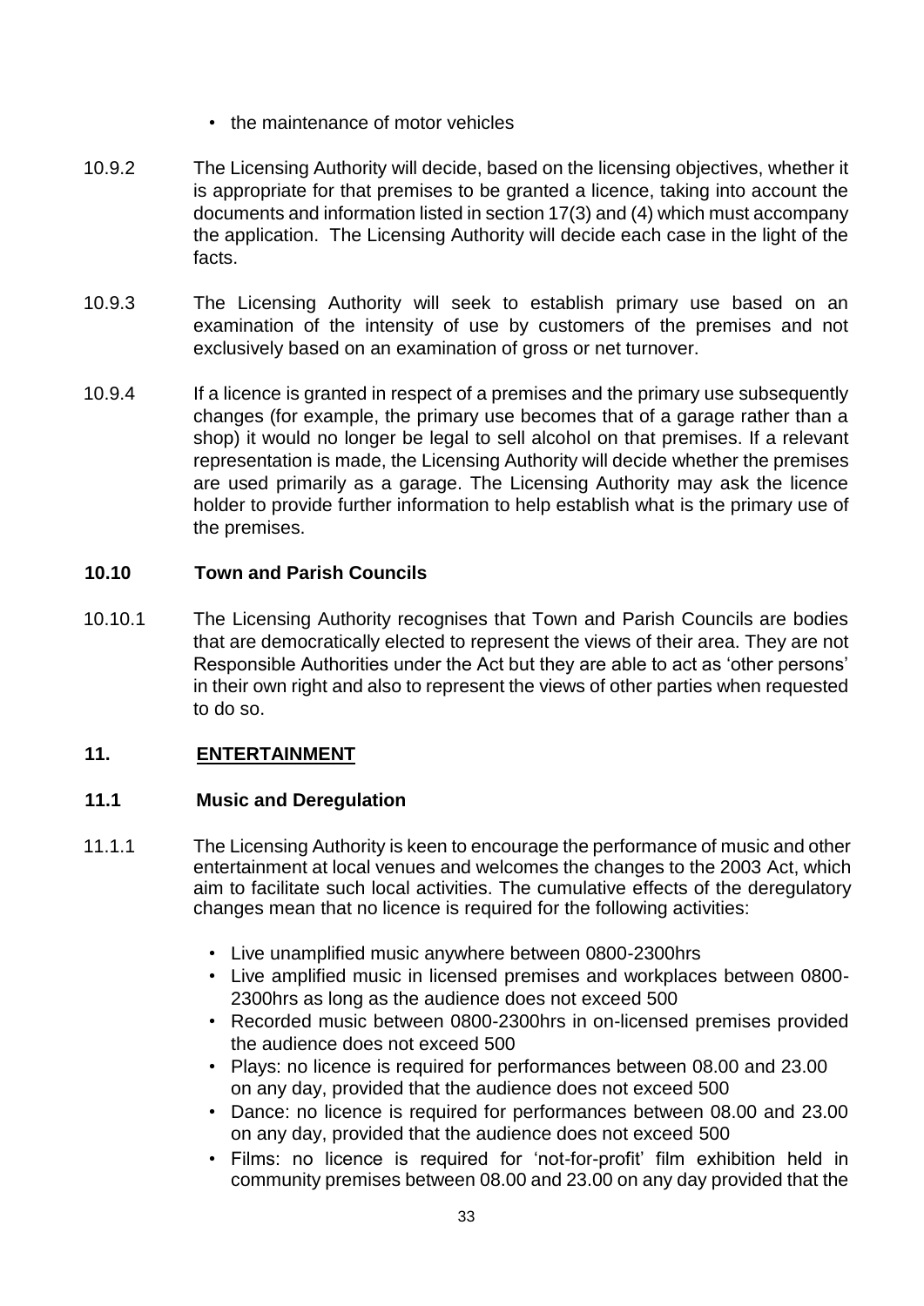- the maintenance of motor vehicles

10.9.2 The Licensing Authority will decide, based on the licensing objectives, whether it is appropriate for that premises to be granted a licence, taking into account the documents and information listed in section 17(3) and (4) which must accompany the application. The Licensing Authority will decide each case in the light of the facts.

10.9.3 The Licensing Authority will seek to establish primary use based on an examination of the intensity of use by customers of the premises and not exclusively based on an examination of gross or net turnover.

10.9.4 If a licence is granted in respect of a premises and the primary use subsequently changes (for example, the primary use becomes that of a garage rather than a shop) it would no longer be legal to sell alcohol on that premises. If a relevant representation is made, the Licensing Authority will decide whether the premises are used primarily as a garage. The Licensing Authority may ask the licence holder to provide further information to help establish what is the primary use of the premises.

### 10.10 Town and Parish Councils

10.10.1 The Licensing Authority recognises that Town and Parish Councils are bodies that are democratically elected to represent the views of their area. They are not Responsible Authorities under the Act but they are able to act as 'other persons' in their own right and also to represent the views of other parties when requested to do so.

## 11. ENTERTAINMENT

### 11.1 Music and Deregulation

11.1.1 The Licensing Authority is keen to encourage the performance of music and other entertainment at local venues and welcomes the changes to the 2003 Act, which aim to facilitate such local activities. The cumulative effects of the deregulatory changes mean that no licence is required for the following activities:

- Live unamplified music anywhere between 0800-2300hrs
- Live amplified music in licensed premises and workplaces between 0800-2300hrs as long as the audience does not exceed 500
- Recorded music between 0800-2300hrs in on-licensed premises provided the audience does not exceed 500
- Plays: no licence is required for performances between 08.00 and 23.00 on any day, provided that the audience does not exceed 500
- Dance: no licence is required for performances between 08.00 and 23.00 on any day, provided that the audience does not exceed 500
- Films: no licence is required for 'not-for-profit' film exhibition held in community premises between 08.00 and 23.00 on any day provided that the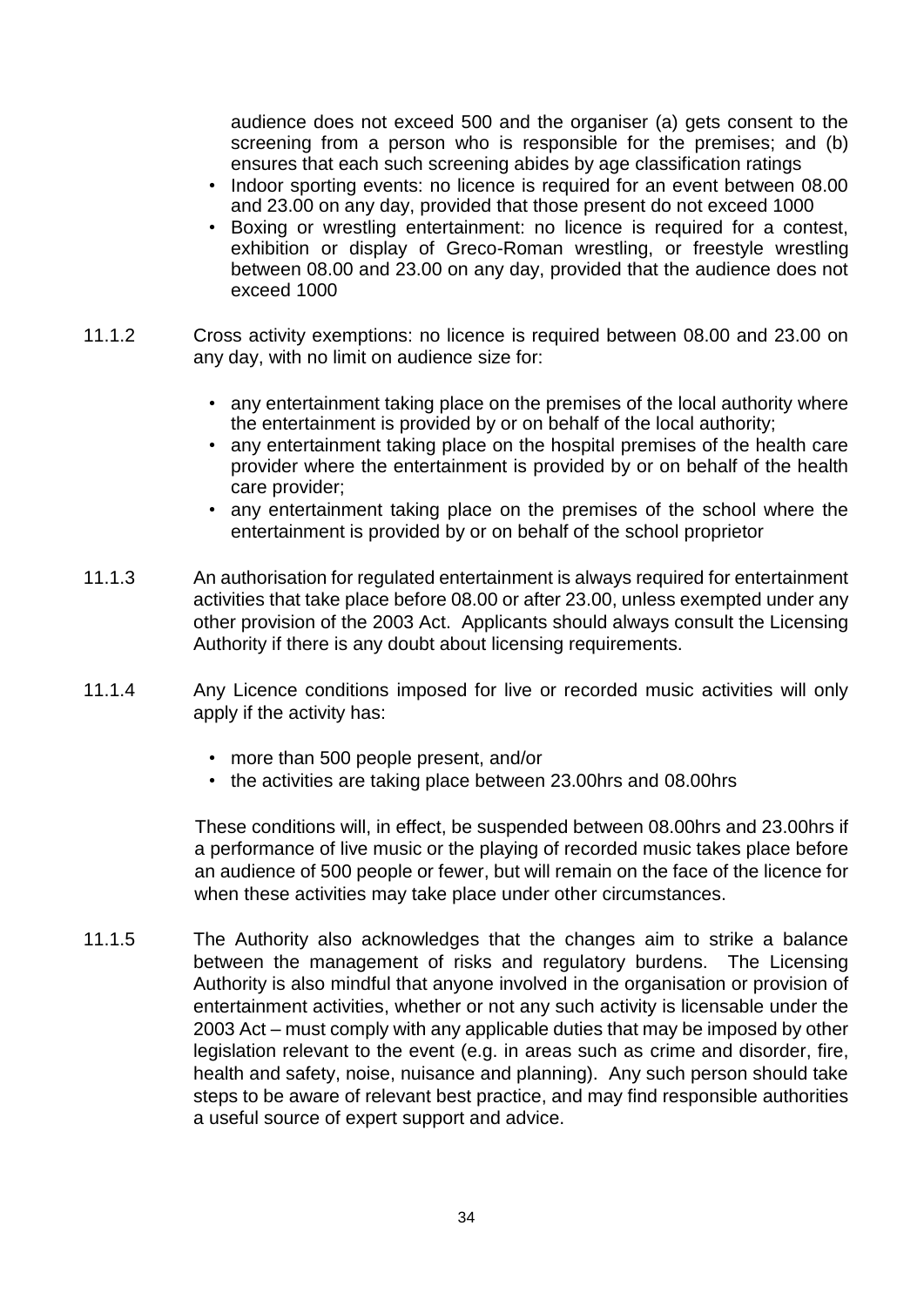audience does not exceed 500 and the organiser (a) gets consent to the screening from a person who is responsible for the premises; and (b) ensures that each such screening abides by age classification ratings

- Indoor sporting events: no licence is required for an event between 08.00 and 23.00 on any day, provided that those present do not exceed 1000
- Boxing or wrestling entertainment: no licence is required for a contest, exhibition or display of Greco-Roman wrestling, or freestyle wrestling between 08.00 and 23.00 on any day, provided that the audience does not exceed 1000

11.1.2 Cross activity exemptions: no licence is required between 08.00 and 23.00 on any day, with no limit on audience size for:

- any entertainment taking place on the premises of the local authority where the entertainment is provided by or on behalf of the local authority;
- any entertainment taking place on the hospital premises of the health care provider where the entertainment is provided by or on behalf of the health care provider;
- any entertainment taking place on the premises of the school where the entertainment is provided by or on behalf of the school proprietor

11.1.3 An authorisation for regulated entertainment is always required for entertainment activities that take place before 08.00 or after 23.00, unless exempted under any other provision of the 2003 Act. Applicants should always consult the Licensing Authority if there is any doubt about licensing requirements.

11.1.4 Any Licence conditions imposed for live or recorded music activities will only apply if the activity has:

- more than 500 people present, and/or
- the activities are taking place between 23.00hrs and 08.00hrs

These conditions will, in effect, be suspended between 08.00hrs and 23.00hrs if a performance of live music or the playing of recorded music takes place before an audience of 500 people or fewer, but will remain on the face of the licence for when these activities may take place under other circumstances.

11.1.5 The Authority also acknowledges that the changes aim to strike a balance between the management of risks and regulatory burdens. The Licensing Authority is also mindful that anyone involved in the organisation or provision of entertainment activities, whether or not any such activity is licensable under the 2003 Act – must comply with any applicable duties that may be imposed by other legislation relevant to the event (e.g. in areas such as crime and disorder, fire, health and safety, noise, nuisance and planning). Any such person should take steps to be aware of relevant best practice, and may find responsible authorities a useful source of expert support and advice.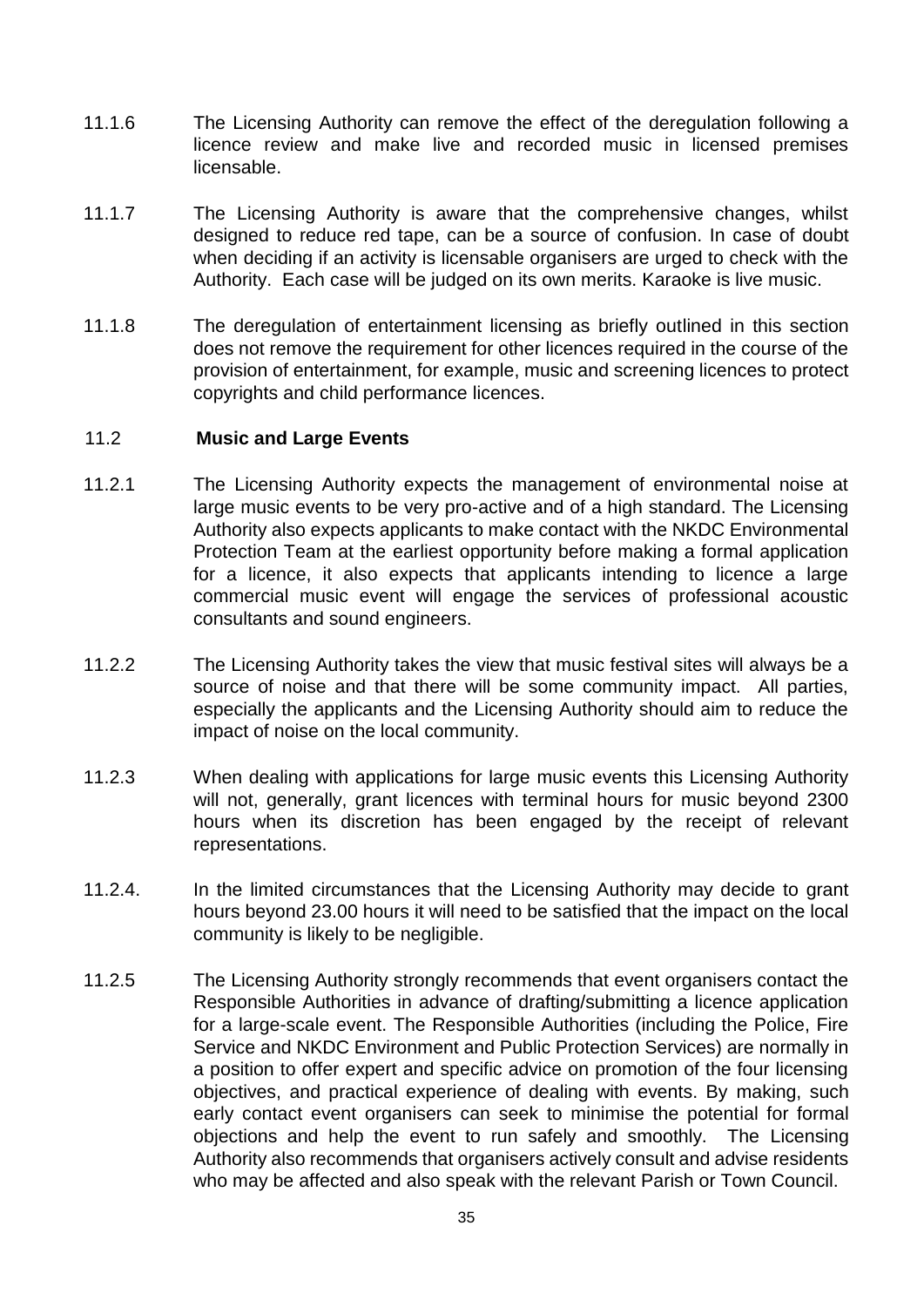11.1.6 The Licensing Authority can remove the effect of the deregulation following a licence review and make live and recorded music in licensed premises licensable.

11.1.7 The Licensing Authority is aware that the comprehensive changes, whilst designed to reduce red tape, can be a source of confusion. In case of doubt when deciding if an activity is licensable organisers are urged to check with the Authority. Each case will be judged on its own merits. Karaoke is live music.

11.1.8 The deregulation of entertainment licensing as briefly outlined in this section does not remove the requirement for other licences required in the course of the provision of entertainment, for example, music and screening licences to protect copyrights and child performance licences.

## 11.2 Music and Large Events

11.2.1 The Licensing Authority expects the management of environmental noise at large music events to be very pro-active and of a high standard. The Licensing Authority also expects applicants to make contact with the NKDC Environmental Protection Team at the earliest opportunity before making a formal application for a licence, it also expects that applicants intending to licence a large commercial music event will engage the services of professional acoustic consultants and sound engineers.

11.2.2 The Licensing Authority takes the view that music festival sites will always be a source of noise and that there will be some community impact. All parties, especially the applicants and the Licensing Authority should aim to reduce the impact of noise on the local community.

11.2.3 When dealing with applications for large music events this Licensing Authority will not, generally, grant licences with terminal hours for music beyond 2300 hours when its discretion has been engaged by the receipt of relevant representations.

11.2.4. In the limited circumstances that the Licensing Authority may decide to grant hours beyond 23.00 hours it will need to be satisfied that the impact on the local community is likely to be negligible.

11.2.5 The Licensing Authority strongly recommends that event organisers contact the Responsible Authorities in advance of drafting/submitting a licence application for a large-scale event. The Responsible Authorities (including the Police, Fire Service and NKDC Environment and Public Protection Services) are normally in a position to offer expert and specific advice on promotion of the four licensing objectives, and practical experience of dealing with events. By making, such early contact event organisers can seek to minimise the potential for formal objections and help the event to run safely and smoothly. The Licensing Authority also recommends that organisers actively consult and advise residents who may be affected and also speak with the relevant Parish or Town Council.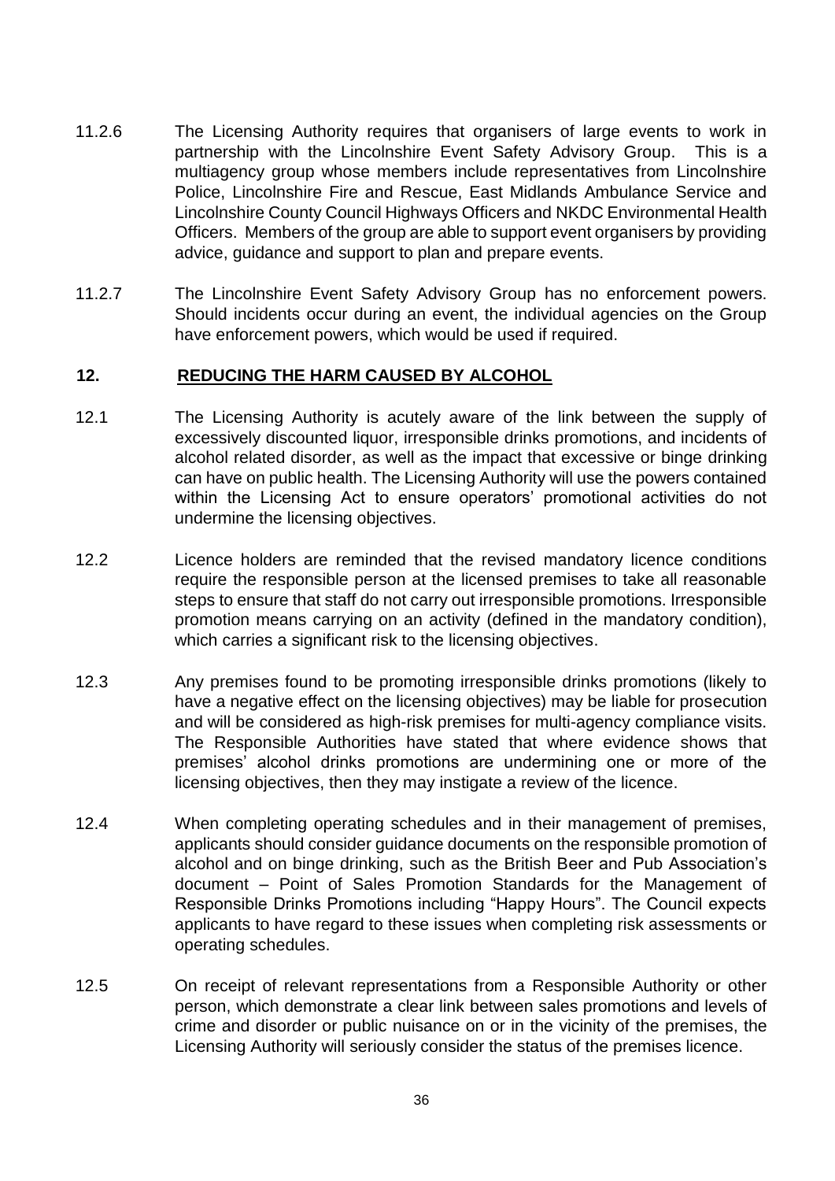11.2.6 The Licensing Authority requires that organisers of large events to work in partnership with the Lincolnshire Event Safety Advisory Group. This is a multiagency group whose members include representatives from Lincolnshire Police, Lincolnshire Fire and Rescue, East Midlands Ambulance Service and Lincolnshire County Council Highways Officers and NKDC Environmental Health Officers. Members of the group are able to support event organisers by providing advice, guidance and support to plan and prepare events.

11.2.7 The Lincolnshire Event Safety Advisory Group has no enforcement powers. Should incidents occur during an event, the individual agencies on the Group have enforcement powers, which would be used if required.

## 12. REDUCING THE HARM CAUSED BY ALCOHOL

12.1 The Licensing Authority is acutely aware of the link between the supply of excessively discounted liquor, irresponsible drinks promotions, and incidents of alcohol related disorder, as well as the impact that excessive or binge drinking can have on public health. The Licensing Authority will use the powers contained within the Licensing Act to ensure operators' promotional activities do not undermine the licensing objectives.

12.2 Licence holders are reminded that the revised mandatory licence conditions require the responsible person at the licensed premises to take all reasonable steps to ensure that staff do not carry out irresponsible promotions. Irresponsible promotion means carrying on an activity (defined in the mandatory condition), which carries a significant risk to the licensing objectives.

12.3 Any premises found to be promoting irresponsible drinks promotions (likely to have a negative effect on the licensing objectives) may be liable for prosecution and will be considered as high-risk premises for multi-agency compliance visits. The Responsible Authorities have stated that where evidence shows that premises' alcohol drinks promotions are undermining one or more of the licensing objectives, then they may instigate a review of the licence.

12.4 When completing operating schedules and in their management of premises, applicants should consider guidance documents on the responsible promotion of alcohol and on binge drinking, such as the British Beer and Pub Association's document – Point of Sales Promotion Standards for the Management of Responsible Drinks Promotions including "Happy Hours". The Council expects applicants to have regard to these issues when completing risk assessments or operating schedules.

12.5 On receipt of relevant representations from a Responsible Authority or other person, which demonstrate a clear link between sales promotions and levels of crime and disorder or public nuisance on or in the vicinity of the premises, the Licensing Authority will seriously consider the status of the premises licence.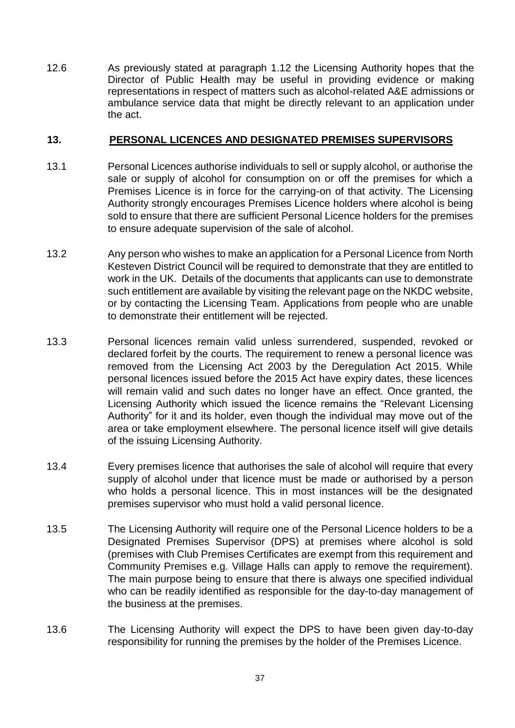12.6 As previously stated at paragraph 1.12 the Licensing Authority hopes that the Director of Public Health may be useful in providing evidence or making representations in respect of matters such as alcohol-related A&E admissions or ambulance service data that might be directly relevant to an application under the act.

## 13. PERSONAL LICENCES AND DESIGNATED PREMISES SUPERVISORS

13.1 Personal Licences authorise individuals to sell or supply alcohol, or authorise the sale or supply of alcohol for consumption on or off the premises for which a Premises Licence is in force for the carrying-on of that activity. The Licensing Authority strongly encourages Premises Licence holders where alcohol is being sold to ensure that there are sufficient Personal Licence holders for the premises to ensure adequate supervision of the sale of alcohol.

13.2 Any person who wishes to make an application for a Personal Licence from North Kesteven District Council will be required to demonstrate that they are entitled to work in the UK. Details of the documents that applicants can use to demonstrate such entitlement are available by visiting the relevant page on the NKDC website, or by contacting the Licensing Team. Applications from people who are unable to demonstrate their entitlement will be rejected.

13.3 Personal licences remain valid unless surrendered, suspended, revoked or declared forfeit by the courts. The requirement to renew a personal licence was removed from the Licensing Act 2003 by the Deregulation Act 2015. While personal licences issued before the 2015 Act have expiry dates, these licences will remain valid and such dates no longer have an effect. Once granted, the Licensing Authority which issued the licence remains the "Relevant Licensing Authority" for it and its holder, even though the individual may move out of the area or take employment elsewhere. The personal licence itself will give details of the issuing Licensing Authority.

13.4 Every premises licence that authorises the sale of alcohol will require that every supply of alcohol under that licence must be made or authorised by a person who holds a personal licence. This in most instances will be the designated premises supervisor who must hold a valid personal licence.

13.5 The Licensing Authority will require one of the Personal Licence holders to be a Designated Premises Supervisor (DPS) at premises where alcohol is sold (premises with Club Premises Certificates are exempt from this requirement and Community Premises e.g. Village Halls can apply to remove the requirement). The main purpose being to ensure that there is always one specified individual who can be readily identified as responsible for the day-to-day management of the business at the premises.

13.6 The Licensing Authority will expect the DPS to have been given day-to-day responsibility for running the premises by the holder of the Premises Licence.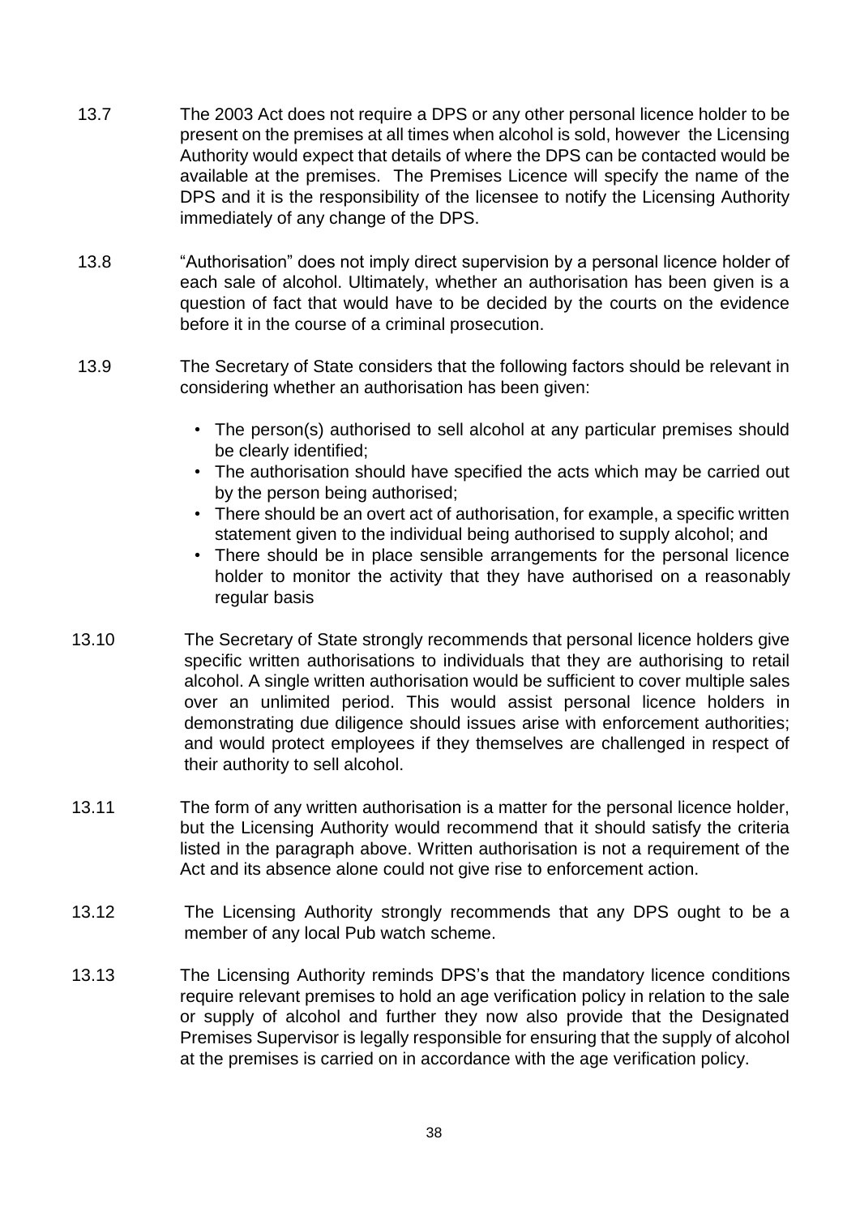13.7 The 2003 Act does not require a DPS or any other personal licence holder to be present on the premises at all times when alcohol is sold, however the Licensing Authority would expect that details of where the DPS can be contacted would be available at the premises. The Premises Licence will specify the name of the DPS and it is the responsibility of the licensee to notify the Licensing Authority immediately of any change of the DPS.

13.8 "Authorisation" does not imply direct supervision by a personal licence holder of each sale of alcohol. Ultimately, whether an authorisation has been given is a question of fact that would have to be decided by the courts on the evidence before it in the course of a criminal prosecution.

13.9 The Secretary of State considers that the following factors should be relevant in considering whether an authorisation has been given:

- The person(s) authorised to sell alcohol at any particular premises should be clearly identified;
- The authorisation should have specified the acts which may be carried out by the person being authorised;
- There should be an overt act of authorisation, for example, a specific written statement given to the individual being authorised to supply alcohol; and
- There should be in place sensible arrangements for the personal licence holder to monitor the activity that they have authorised on a reasonably regular basis

13.10 The Secretary of State strongly recommends that personal licence holders give specific written authorisations to individuals that they are authorising to retail alcohol. A single written authorisation would be sufficient to cover multiple sales over an unlimited period. This would assist personal licence holders in demonstrating due diligence should issues arise with enforcement authorities; and would protect employees if they themselves are challenged in respect of their authority to sell alcohol.

13.11 The form of any written authorisation is a matter for the personal licence holder, but the Licensing Authority would recommend that it should satisfy the criteria listed in the paragraph above. Written authorisation is not a requirement of the Act and its absence alone could not give rise to enforcement action.

13.12 The Licensing Authority strongly recommends that any DPS ought to be a member of any local Pub watch scheme.

13.13 The Licensing Authority reminds DPS's that the mandatory licence conditions require relevant premises to hold an age verification policy in relation to the sale or supply of alcohol and further they now also provide that the Designated Premises Supervisor is legally responsible for ensuring that the supply of alcohol at the premises is carried on in accordance with the age verification policy.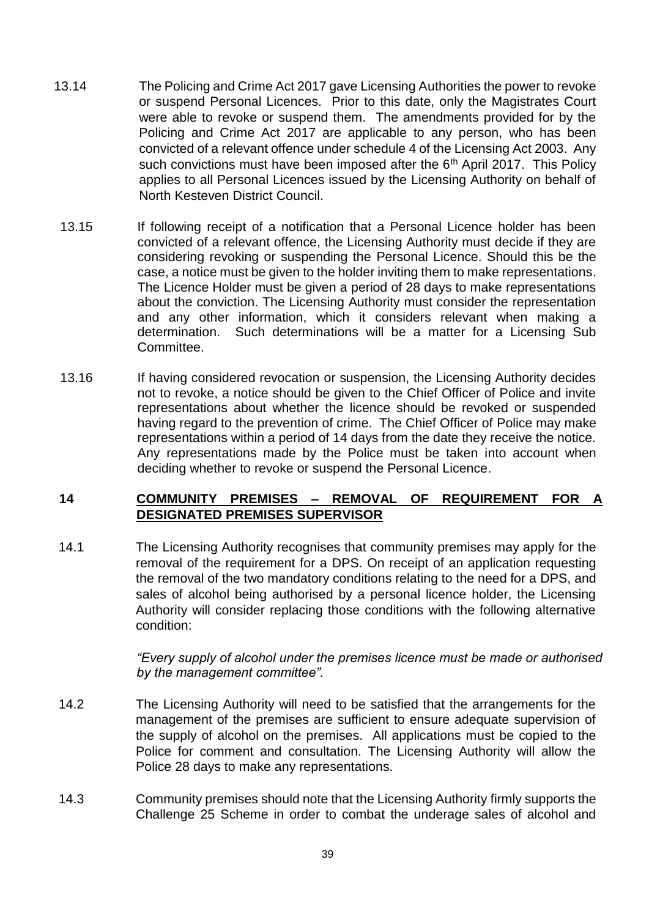13.14 The Policing and Crime Act 2017 gave Licensing Authorities the power to revoke or suspend Personal Licences. Prior to this date, only the Magistrates Court were able to revoke or suspend them. The amendments provided for by the Policing and Crime Act 2017 are applicable to any person, who has been convicted of a relevant offence under schedule 4 of the Licensing Act 2003. Any such convictions must have been imposed after the 6th April 2017. This Policy applies to all Personal Licences issued by the Licensing Authority on behalf of North Kesteven District Council.

13.15 If following receipt of a notification that a Personal Licence holder has been convicted of a relevant offence, the Licensing Authority must decide if they are considering revoking or suspending the Personal Licence. Should this be the case, a notice must be given to the holder inviting them to make representations. The Licence Holder must be given a period of 28 days to make representations about the conviction. The Licensing Authority must consider the representation and any other information, which it considers relevant when making a determination. Such determinations will be a matter for a Licensing Sub Committee.

13.16 If having considered revocation or suspension, the Licensing Authority decides not to revoke, a notice should be given to the Chief Officer of Police and invite representations about whether the licence should be revoked or suspended having regard to the prevention of crime. The Chief Officer of Police may make representations within a period of 14 days from the date they receive the notice. Any representations made by the Police must be taken into account when deciding whether to revoke or suspend the Personal Licence.

## 14 COMMUNITY PREMISES – REMOVAL OF REQUIREMENT FOR A DESIGNATED PREMISES SUPERVISOR

14.1 The Licensing Authority recognises that community premises may apply for the removal of the requirement for a DPS. On receipt of an application requesting the removal of the two mandatory conditions relating to the need for a DPS, and sales of alcohol being authorised by a personal licence holder, the Licensing Authority will consider replacing those conditions with the following alternative condition:

*"Every supply of alcohol under the premises licence must be made or authorised by the management committee".*

14.2 The Licensing Authority will need to be satisfied that the arrangements for the management of the premises are sufficient to ensure adequate supervision of the supply of alcohol on the premises. All applications must be copied to the Police for comment and consultation. The Licensing Authority will allow the Police 28 days to make any representations.

14.3 Community premises should note that the Licensing Authority firmly supports the Challenge 25 Scheme in order to combat the underage sales of alcohol and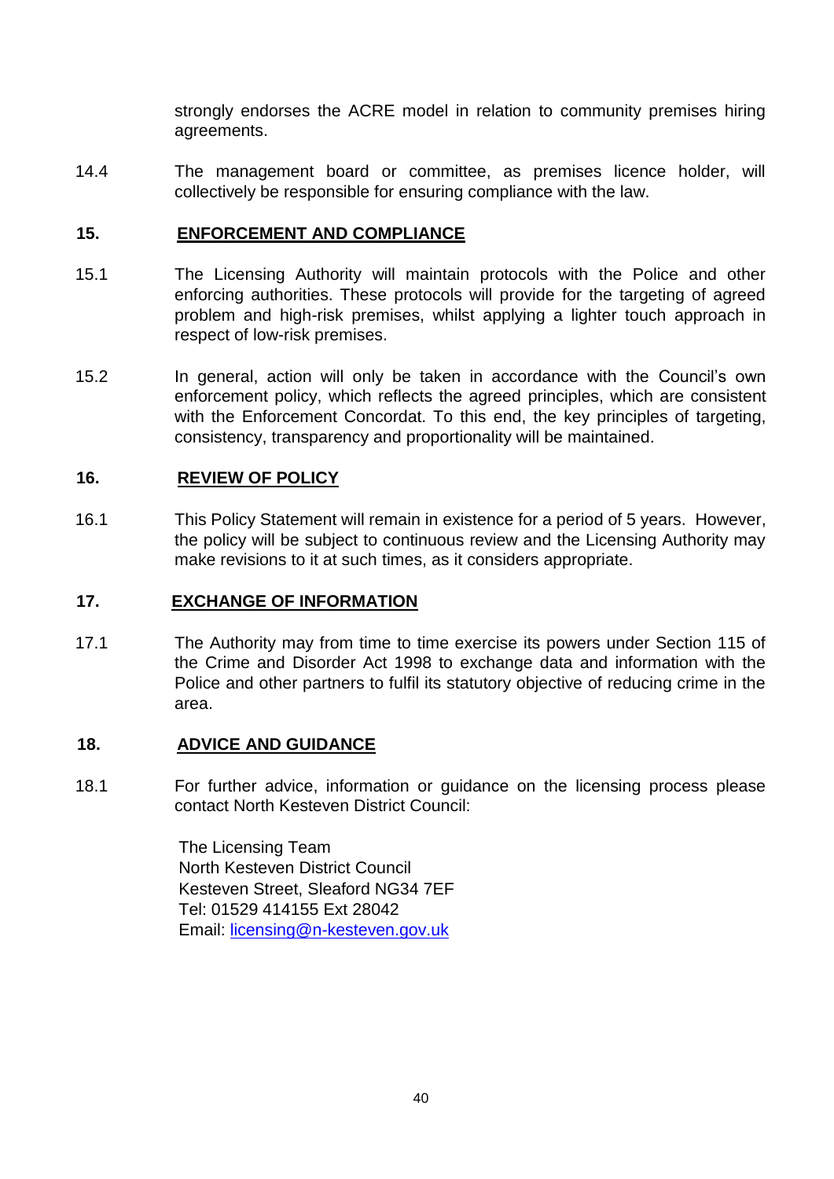strongly endorses the ACRE model in relation to community premises hiring agreements.

14.4 The management board or committee, as premises licence holder, will collectively be responsible for ensuring compliance with the law.

## 15. ENFORCEMENT AND COMPLIANCE

15.1 The Licensing Authority will maintain protocols with the Police and other enforcing authorities. These protocols will provide for the targeting of agreed problem and high-risk premises, whilst applying a lighter touch approach in respect of low-risk premises.

15.2 In general, action will only be taken in accordance with the Council's own enforcement policy, which reflects the agreed principles, which are consistent with the Enforcement Concordat. To this end, the key principles of targeting, consistency, transparency and proportionality will be maintained.

## 16. REVIEW OF POLICY

16.1 This Policy Statement will remain in existence for a period of 5 years. However, the policy will be subject to continuous review and the Licensing Authority may make revisions to it at such times, as it considers appropriate.

## 17. EXCHANGE OF INFORMATION

17.1 The Authority may from time to time exercise its powers under Section 115 of the Crime and Disorder Act 1998 to exchange data and information with the Police and other partners to fulfil its statutory objective of reducing crime in the area.

## 18. ADVICE AND GUIDANCE

18.1 For further advice, information or guidance on the licensing process please contact North Kesteven District Council:

The Licensing Team
North Kesteven District Council
Kesteven Street, Sleaford NG34 7EF
Tel: 01529 414155 Ext 28042
Email: licensing@n-kesteven.gov.uk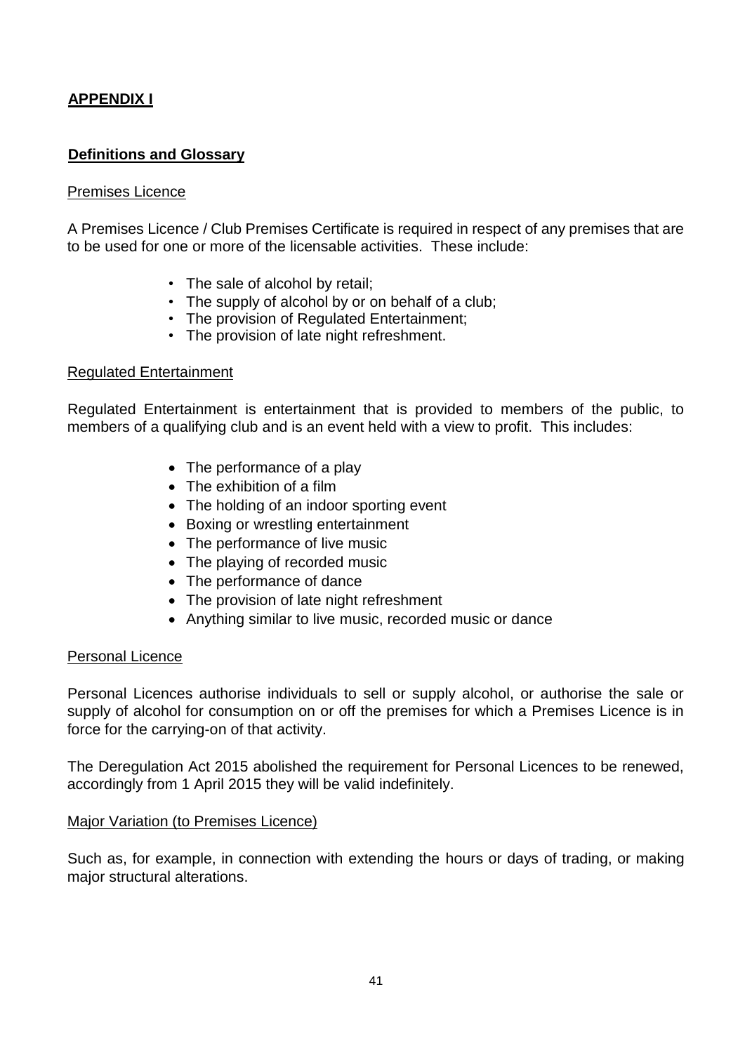## APPENDIX I

### Definitions and Glossary

Premises Licence

A Premises Licence / Club Premises Certificate is required in respect of any premises that are to be used for one or more of the licensable activities. These include:

- The sale of alcohol by retail;
- The supply of alcohol by or on behalf of a club;
- The provision of Regulated Entertainment;
- The provision of late night refreshment.

Regulated Entertainment

Regulated Entertainment is entertainment that is provided to members of the public, to members of a qualifying club and is an event held with a view to profit. This includes:

- The performance of a play
- The exhibition of a film
- The holding of an indoor sporting event
- Boxing or wrestling entertainment
- The performance of live music
- The playing of recorded music
- The performance of dance
- The provision of late night refreshment
- Anything similar to live music, recorded music or dance

Personal Licence

Personal Licences authorise individuals to sell or supply alcohol, or authorise the sale or supply of alcohol for consumption on or off the premises for which a Premises Licence is in force for the carrying-on of that activity.

The Deregulation Act 2015 abolished the requirement for Personal Licences to be renewed, accordingly from 1 April 2015 they will be valid indefinitely.

Major Variation (to Premises Licence)

Such as, for example, in connection with extending the hours or days of trading, or making major structural alterations.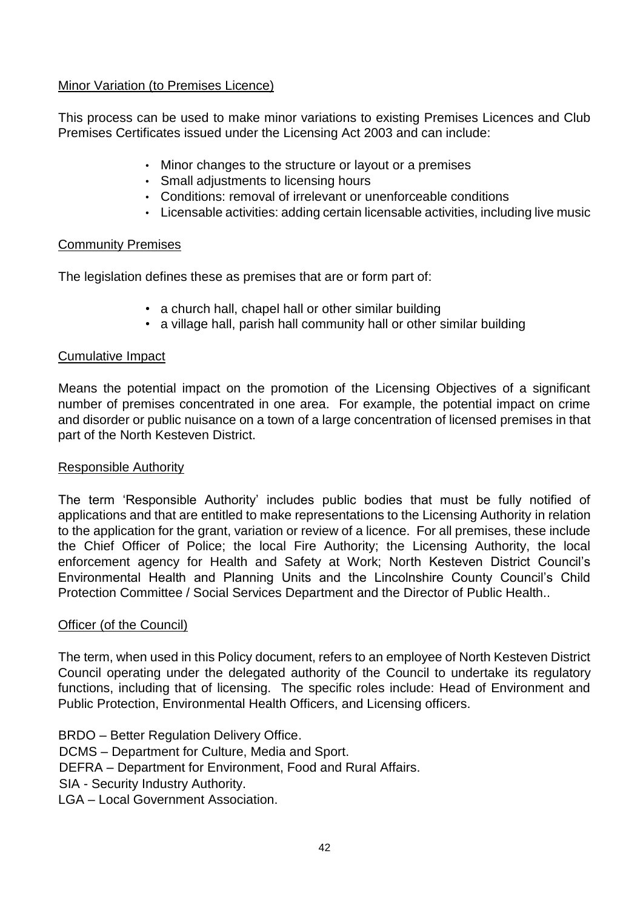Minor Variation (to Premises Licence)

This process can be used to make minor variations to existing Premises Licences and Club Premises Certificates issued under the Licensing Act 2003 and can include:

- Minor changes to the structure or layout or a premises
- Small adjustments to licensing hours
- Conditions: removal of irrelevant or unenforceable conditions
- Licensable activities: adding certain licensable activities, including live music

Community Premises

The legislation defines these as premises that are or form part of:

- a church hall, chapel hall or other similar building
- a village hall, parish hall community hall or other similar building

Cumulative Impact

Means the potential impact on the promotion of the Licensing Objectives of a significant number of premises concentrated in one area. For example, the potential impact on crime and disorder or public nuisance on a town of a large concentration of licensed premises in that part of the North Kesteven District.

Responsible Authority

The term 'Responsible Authority' includes public bodies that must be fully notified of applications and that are entitled to make representations to the Licensing Authority in relation to the application for the grant, variation or review of a licence. For all premises, these include the Chief Officer of Police; the local Fire Authority; the Licensing Authority, the local enforcement agency for Health and Safety at Work; North Kesteven District Council's Environmental Health and Planning Units and the Lincolnshire County Council's Child Protection Committee / Social Services Department and the Director of Public Health..

Officer (of the Council)

The term, when used in this Policy document, refers to an employee of North Kesteven District Council operating under the delegated authority of the Council to undertake its regulatory functions, including that of licensing. The specific roles include: Head of Environment and Public Protection, Environmental Health Officers, and Licensing officers.

BRDO – Better Regulation Delivery Office.
DCMS – Department for Culture, Media and Sport.
DEFRA – Department for Environment, Food and Rural Affairs.
SIA - Security Industry Authority.
LGA – Local Government Association.